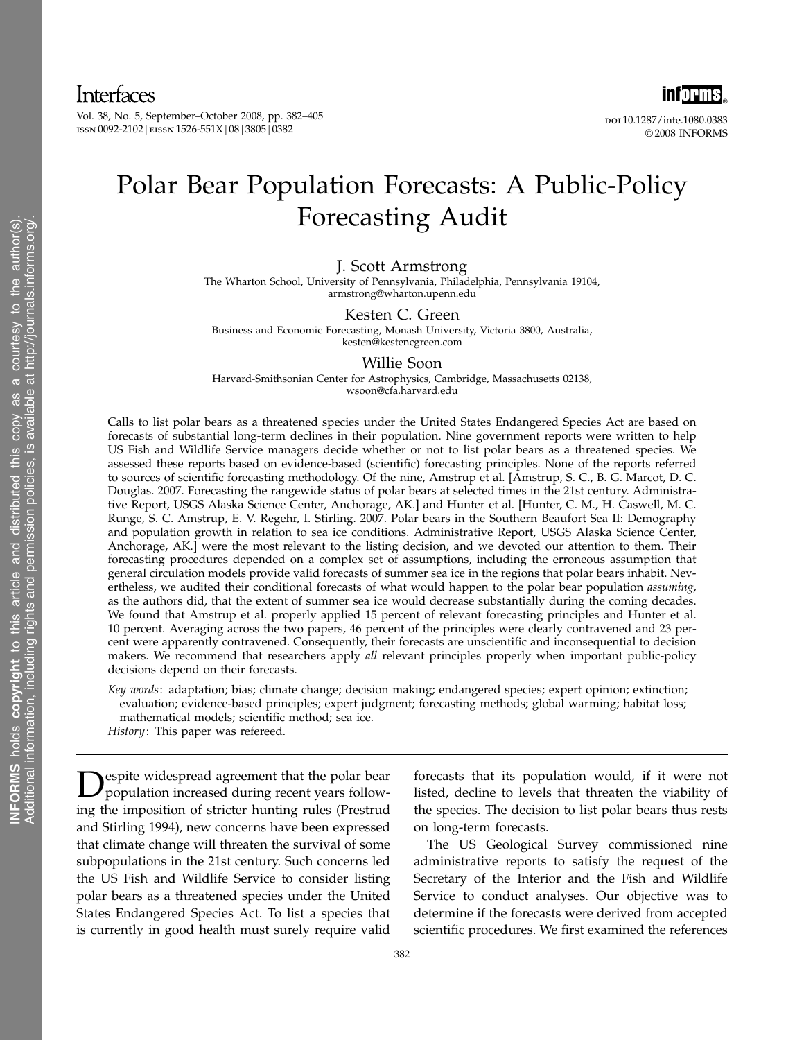# Polar Bear Population Forecasts: A Public-Policy Forecasting Audit

J. Scott Armstrong
The Wharton School, University of Pennsylvania, Philadelphia, Pennsylvania 19104,
armstrong@wharton.upenn.edu

Kesten C. Green
Business and Economic Forecasting, Monash University, Victoria 3800, Australia,
kesten@kestencgreen.com

Willie Soon
Harvard-Smithsonian Center for Astrophysics, Cambridge, Massachusetts 02138,
wsoon@cfa.harvard.edu

Calls to list polar bears as a threatened species under the United States Endangered Species Act are based on forecasts of substantial long-term declines in their population. Nine government reports were written to help US Fish and Wildlife Service managers decide whether or not to list polar bears as a threatened species. We assessed these reports based on evidence-based (scientific) forecasting principles. None of the reports referred to sources of scientific forecasting methodology. Of the nine, Amstrup et al. [Amstrup, S. C., B. G. Marcot, D. C. Douglas. 2007. Forecasting the rangewide status of polar bears at selected times in the 21st century. Administrative Report, USGS Alaska Science Center, Anchorage, AK.] and Hunter et al. [Hunter, C. M., H. Caswell, M. C. Runge, S. C. Amstrup, E. V. Regehr, I. Stirling. 2007. Polar bears in the Southern Beaufort Sea II: Demography and population growth in relation to sea ice conditions. Administrative Report, USGS Alaska Science Center, Anchorage, AK.] were the most relevant to the listing decision, and we devoted our attention to them. Their forecasting procedures depended on a complex set of assumptions, including the erroneous assumption that general circulation models provide valid forecasts of summer sea ice in the regions that polar bears inhabit. Nevertheless, we audited their conditional forecasts of what would happen to the polar bear population *assuming*, as the authors did, that the extent of summer sea ice would decrease substantially during the coming decades. We found that Amstrup et al. properly applied 15 percent of relevant forecasting principles and Hunter et al. 10 percent. Averaging across the two papers, 46 percent of the principles were clearly contravened and 23 percent were apparently contravened. Consequently, their forecasts are unscientific and inconsequential to decision makers. We recommend that researchers apply *all* relevant principles properly when important public-policy decisions depend on their forecasts.

*Key words*: adaptation; bias; climate change; decision making; endangered species; expert opinion; extinction; evaluation; evidence-based principles; expert judgment; forecasting methods; global warming; habitat loss; mathematical models; scientific method; sea ice.

*History*: This paper was refereed.

Despite widespread agreement that the polar bear population increased during recent years following the imposition of stricter hunting rules (Prestrud and Stirling 1994), new concerns have been expressed that climate change will threaten the survival of some subpopulations in the 21st century. Such concerns led the US Fish and Wildlife Service to consider listing polar bears as a threatened species under the United States Endangered Species Act. To list a species that is currently in good health must surely require valid forecasts that its population would, if it were not listed, decline to levels that threaten the viability of the species. The decision to list polar bears thus rests on long-term forecasts.

The US Geological Survey commissioned nine administrative reports to satisfy the request of the Secretary of the Interior and the Fish and Wildlife Service to conduct analyses. Our objective was to determine if the forecasts were derived from accepted scientific procedures. We first examined the references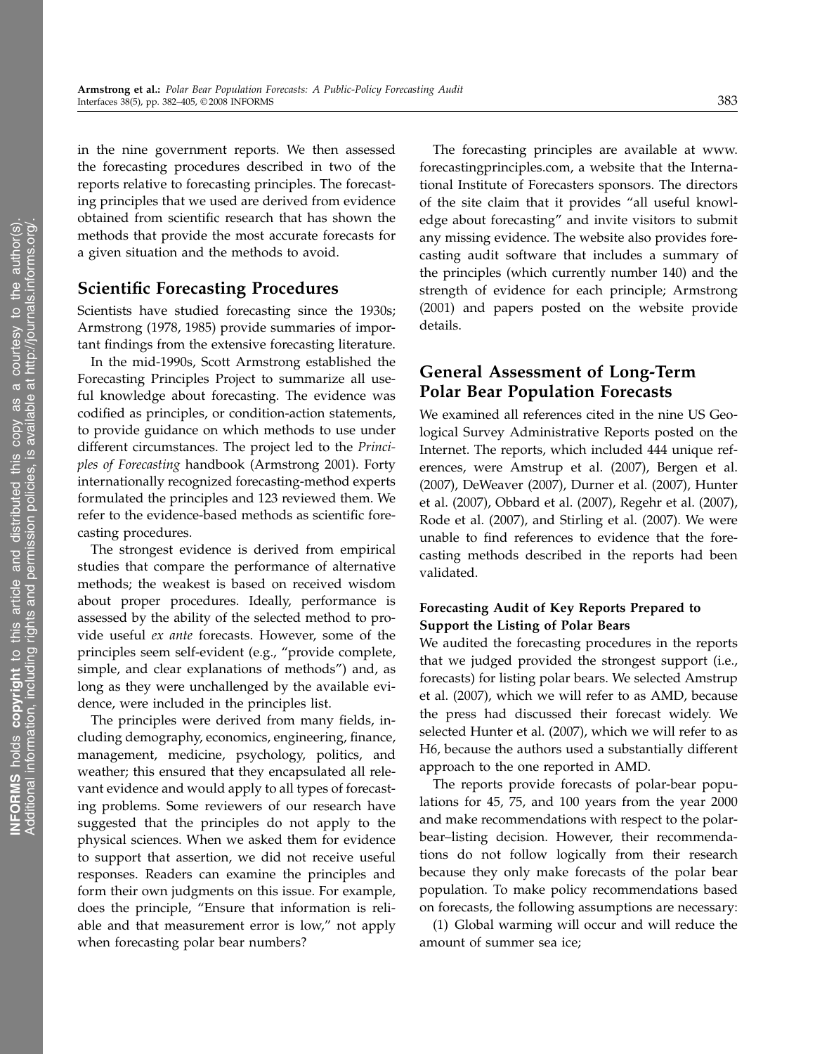in the nine government reports. We then assessed the forecasting procedures described in two of the reports relative to forecasting principles. The forecasting principles that we used are derived from evidence obtained from scientific research that has shown the methods that provide the most accurate forecasts for a given situation and the methods to avoid.

## Scientific Forecasting Procedures

Scientists have studied forecasting since the 1930s; Armstrong (1978, 1985) provide summaries of important findings from the extensive forecasting literature.

In the mid-1990s, Scott Armstrong established the Forecasting Principles Project to summarize all useful knowledge about forecasting. The evidence was codified as principles, or condition-action statements, to provide guidance on which methods to use under different circumstances. The project led to the *Principles of Forecasting* handbook (Armstrong 2001). Forty internationally recognized forecasting-method experts formulated the principles and 123 reviewed them. We refer to the evidence-based methods as scientific forecasting procedures.

The strongest evidence is derived from empirical studies that compare the performance of alternative methods; the weakest is based on received wisdom about proper procedures. Ideally, performance is assessed by the ability of the selected method to provide useful *ex ante* forecasts. However, some of the principles seem self-evident (e.g., "provide complete, simple, and clear explanations of methods") and, as long as they were unchallenged by the available evidence, were included in the principles list.

The principles were derived from many fields, including demography, economics, engineering, finance, management, medicine, psychology, politics, and weather; this ensured that they encapsulated all relevant evidence and would apply to all types of forecasting problems. Some reviewers of our research have suggested that the principles do not apply to the physical sciences. When we asked them for evidence to support that assertion, we did not receive useful responses. Readers can examine the principles and form their own judgments on this issue. For example, does the principle, "Ensure that information is reliable and that measurement error is low," not apply when forecasting polar bear numbers?

The forecasting principles are available at www.forecastingprinciples.com, a website that the International Institute of Forecasters sponsors. The directors of the site claim that it provides "all useful knowledge about forecasting" and invite visitors to submit any missing evidence. The website also provides forecasting audit software that includes a summary of the principles (which currently number 140) and the strength of evidence for each principle; Armstrong (2001) and papers posted on the website provide details.

## General Assessment of Long-Term Polar Bear Population Forecasts

We examined all references cited in the nine US Geological Survey Administrative Reports posted on the Internet. The reports, which included 444 unique references, were Amstrup et al. (2007), Bergen et al. (2007), DeWeaver (2007), Durner et al. (2007), Hunter et al. (2007), Obbard et al. (2007), Regehr et al. (2007), Rode et al. (2007), and Stirling et al. (2007). We were unable to find references to evidence that the forecasting methods described in the reports had been validated.

### Forecasting Audit of Key Reports Prepared to Support the Listing of Polar Bears

We audited the forecasting procedures in the reports that we judged provided the strongest support (i.e., forecasts) for listing polar bears. We selected Amstrup et al. (2007), which we will refer to as AMD, because the press had discussed their forecast widely. We selected Hunter et al. (2007), which we will refer to as H6, because the authors used a substantially different approach to the one reported in AMD.

The reports provide forecasts of polar-bear populations for 45, 75, and 100 years from the year 2000 and make recommendations with respect to the polar-bear–listing decision. However, their recommendations do not follow logically from their research because they only make forecasts of the polar bear population. To make policy recommendations based on forecasts, the following assumptions are necessary:

(1) Global warming will occur and will reduce the amount of summer sea ice;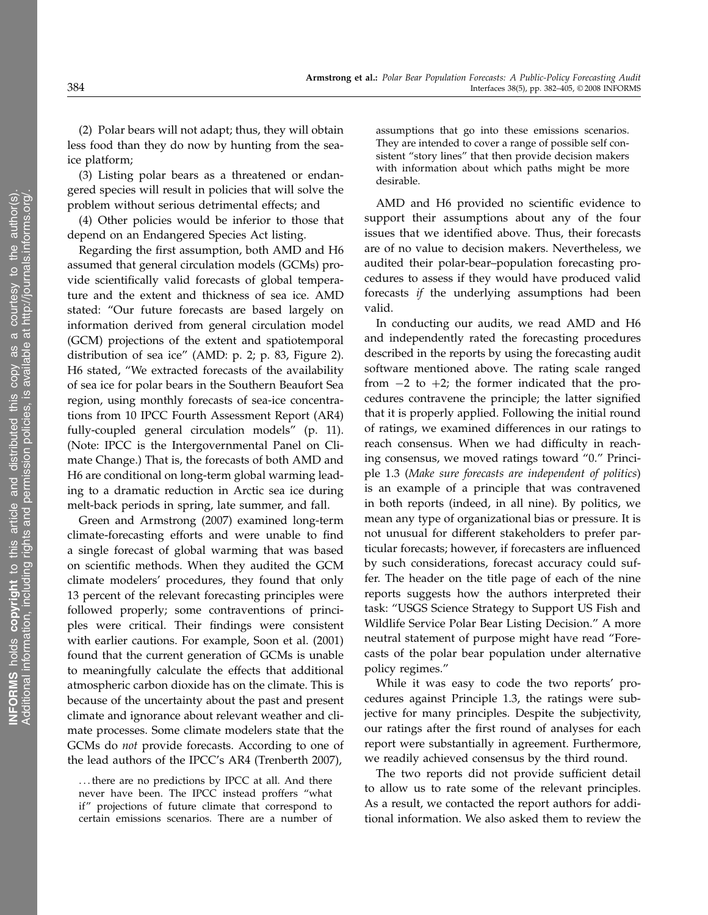(2) Polar bears will not adapt; thus, they will obtain less food than they do now by hunting from the sea-ice platform;

(3) Listing polar bears as a threatened or endangered species will result in policies that will solve the problem without serious detrimental effects; and

(4) Other policies would be inferior to those that depend on an Endangered Species Act listing.

Regarding the first assumption, both AMD and H6 assumed that general circulation models (GCMs) provide scientifically valid forecasts of global temperature and the extent and thickness of sea ice. AMD stated: "Our future forecasts are based largely on information derived from general circulation model (GCM) projections of the extent and spatiotemporal distribution of sea ice" (AMD: p. 2; p. 83, Figure 2). H6 stated, "We extracted forecasts of the availability of sea ice for polar bears in the Southern Beaufort Sea region, using monthly forecasts of sea-ice concentrations from 10 IPCC Fourth Assessment Report (AR4) fully-coupled general circulation models" (p. 11). (Note: IPCC is the Intergovernmental Panel on Climate Change.) That is, the forecasts of both AMD and H6 are conditional on long-term global warming leading to a dramatic reduction in Arctic sea ice during melt-back periods in spring, late summer, and fall.

Green and Armstrong (2007) examined long-term climate-forecasting efforts and were unable to find a single forecast of global warming that was based on scientific methods. When they audited the GCM climate modelers' procedures, they found that only 13 percent of the relevant forecasting principles were followed properly; some contraventions of principles were critical. Their findings were consistent with earlier cautions. For example, Soon et al. (2001) found that the current generation of GCMs is unable to meaningfully calculate the effects that additional atmospheric carbon dioxide has on the climate. This is because of the uncertainty about the past and present climate and ignorance about relevant weather and climate processes. Some climate modelers state that the GCMs do *not* provide forecasts. According to one of the lead authors of the IPCC's AR4 (Trenberth 2007),

> ...there are no predictions by IPCC at all. And there never have been. The IPCC instead proffers "what if" projections of future climate that correspond to certain emissions scenarios. There are a number of assumptions that go into these emissions scenarios. They are intended to cover a range of possible self consistent "story lines" that then provide decision makers with information about which paths might be more desirable.

AMD and H6 provided no scientific evidence to support their assumptions about any of the four issues that we identified above. Thus, their forecasts are of no value to decision makers. Nevertheless, we audited their polar-bear–population forecasting procedures to assess if they would have produced valid forecasts *if* the underlying assumptions had been valid.

In conducting our audits, we read AMD and H6 and independently rated the forecasting procedures described in the reports by using the forecasting audit software mentioned above. The rating scale ranged from $-2$ to $+2$; the former indicated that the procedures contravene the principle; the latter signified that it is properly applied. Following the initial round of ratings, we examined differences in our ratings to reach consensus. When we had difficulty in reaching consensus, we moved ratings toward "0." Principle 1.3 (*Make sure forecasts are independent of politics*) is an example of a principle that was contravened in both reports (indeed, in all nine). By politics, we mean any type of organizational bias or pressure. It is not unusual for different stakeholders to prefer particular forecasts; however, if forecasters are influenced by such considerations, forecast accuracy could suffer. The header on the title page of each of the nine reports suggests how the authors interpreted their task: "USGS Science Strategy to Support US Fish and Wildlife Service Polar Bear Listing Decision." A more neutral statement of purpose might have read "Forecasts of the polar bear population under alternative policy regimes."

While it was easy to code the two reports' procedures against Principle 1.3, the ratings were subjective for many principles. Despite the subjectivity, our ratings after the first round of analyses for each report were substantially in agreement. Furthermore, we readily achieved consensus by the third round.

The two reports did not provide sufficient detail to allow us to rate some of the relevant principles. As a result, we contacted the report authors for additional information. We also asked them to review the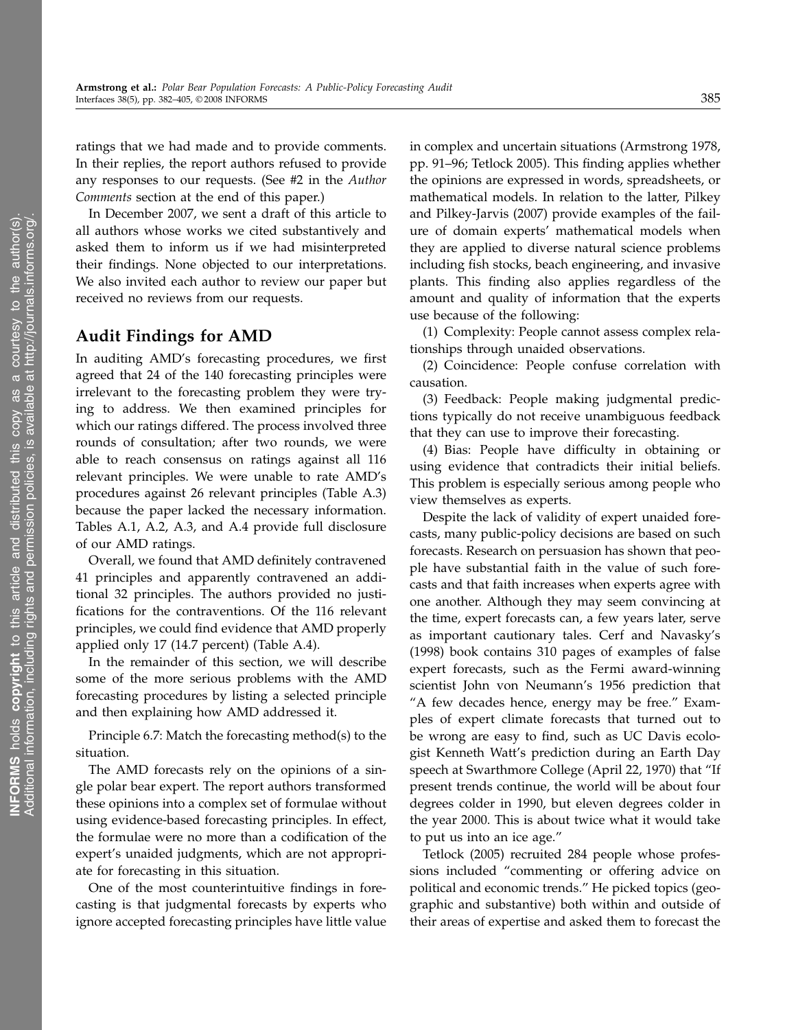ratings that we had made and to provide comments. In their replies, the report authors refused to provide any responses to our requests. (See #2 in the *Author Comments* section at the end of this paper.)

In December 2007, we sent a draft of this article to all authors whose works we cited substantively and asked them to inform us if we had misinterpreted their findings. None objected to our interpretations. We also invited each author to review our paper but received no reviews from our requests.

## Audit Findings for AMD

In auditing AMD's forecasting procedures, we first agreed that 24 of the 140 forecasting principles were irrelevant to the forecasting problem they were trying to address. We then examined principles for which our ratings differed. The process involved three rounds of consultation; after two rounds, we were able to reach consensus on ratings against all 116 relevant principles. We were unable to rate AMD's procedures against 26 relevant principles (Table A.3) because the paper lacked the necessary information. Tables A.1, A.2, A.3, and A.4 provide full disclosure of our AMD ratings.

Overall, we found that AMD definitely contravened 41 principles and apparently contravened an additional 32 principles. The authors provided no justifications for the contraventions. Of the 116 relevant principles, we could find evidence that AMD properly applied only 17 (14.7 percent) (Table A.4).

In the remainder of this section, we will describe some of the more serious problems with the AMD forecasting procedures by listing a selected principle and then explaining how AMD addressed it.

Principle 6.7: Match the forecasting method(s) to the situation.

The AMD forecasts rely on the opinions of a single polar bear expert. The report authors transformed these opinions into a complex set of formulae without using evidence-based forecasting principles. In effect, the formulae were no more than a codification of the expert's unaided judgments, which are not appropriate for forecasting in this situation.

One of the most counterintuitive findings in forecasting is that judgmental forecasts by experts who ignore accepted forecasting principles have little value in complex and uncertain situations (Armstrong 1978, pp. 91–96; Tetlock 2005). This finding applies whether the opinions are expressed in words, spreadsheets, or mathematical models. In relation to the latter, Pilkey and Pilkey-Jarvis (2007) provide examples of the failure of domain experts' mathematical models when they are applied to diverse natural science problems including fish stocks, beach engineering, and invasive plants. This finding also applies regardless of the amount and quality of information that the experts use because of the following:

(1) Complexity: People cannot assess complex relationships through unaided observations.

(2) Coincidence: People confuse correlation with causation.

(3) Feedback: People making judgmental predictions typically do not receive unambiguous feedback that they can use to improve their forecasting.

(4) Bias: People have difficulty in obtaining or using evidence that contradicts their initial beliefs. This problem is especially serious among people who view themselves as experts.

Despite the lack of validity of expert unaided forecasts, many public-policy decisions are based on such forecasts. Research on persuasion has shown that people have substantial faith in the value of such forecasts and that faith increases when experts agree with one another. Although they may seem convincing at the time, expert forecasts can, a few years later, serve as important cautionary tales. Cerf and Navasky's (1998) book contains 310 pages of examples of false expert forecasts, such as the Fermi award-winning scientist John von Neumann's 1956 prediction that "A few decades hence, energy may be free." Examples of expert climate forecasts that turned out to be wrong are easy to find, such as UC Davis ecologist Kenneth Watt's prediction during an Earth Day speech at Swarthmore College (April 22, 1970) that "If present trends continue, the world will be about four degrees colder in 1990, but eleven degrees colder in the year 2000. This is about twice what it would take to put us into an ice age."

Tetlock (2005) recruited 284 people whose professions included "commenting or offering advice on political and economic trends." He picked topics (geographic and substantive) both within and outside of their areas of expertise and asked them to forecast the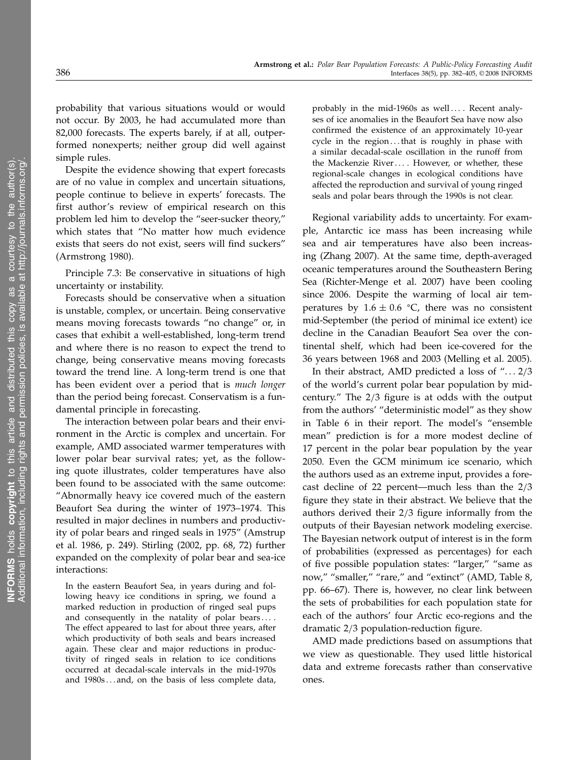probability that various situations would or would not occur. By 2003, he had accumulated more than 82,000 forecasts. The experts barely, if at all, outperformed nonexperts; neither group did well against simple rules.

Despite the evidence showing that expert forecasts are of no value in complex and uncertain situations, people continue to believe in experts' forecasts. The first author's review of empirical research on this problem led him to develop the "seer-sucker theory," which states that "No matter how much evidence exists that seers do not exist, seers will find suckers" (Armstrong 1980).

Principle 7.3: Be conservative in situations of high uncertainty or instability.

Forecasts should be conservative when a situation is unstable, complex, or uncertain. Being conservative means moving forecasts towards "no change" or, in cases that exhibit a well-established, long-term trend and where there is no reason to expect the trend to change, being conservative means moving forecasts toward the trend line. A long-term trend is one that has been evident over a period that is *much longer* than the period being forecast. Conservatism is a fundamental principle in forecasting.

The interaction between polar bears and their environment in the Arctic is complex and uncertain. For example, AMD associated warmer temperatures with lower polar bear survival rates; yet, as the following quote illustrates, colder temperatures have also been found to be associated with the same outcome: "Abnormally heavy ice covered much of the eastern Beaufort Sea during the winter of 1973–1974. This resulted in major declines in numbers and productivity of polar bears and ringed seals in 1975" (Amstrup et al. 1986, p. 249). Stirling (2002, pp. 68, 72) further expanded on the complexity of polar bear and sea-ice interactions:

> In the eastern Beaufort Sea, in years during and following heavy ice conditions in spring, we found a marked reduction in production of ringed seal pups and consequently in the natality of polar bears.... The effect appeared to last for about three years, after which productivity of both seals and bears increased again. These clear and major reductions in productivity of ringed seals in relation to ice conditions occurred at decadal-scale intervals in the mid-1970s and 1980s...and, on the basis of less complete data, probably in the mid-1960s as well.... Recent analyses of ice anomalies in the Beaufort Sea have now also confirmed the existence of an approximately 10-year cycle in the region...that is roughly in phase with a similar decadal-scale oscillation in the runoff from the Mackenzie River.... However, or whether, these regional-scale changes in ecological conditions have affected the reproduction and survival of young ringed seals and polar bears through the 1990s is not clear.

Regional variability adds to uncertainty. For example, Antarctic ice mass has been increasing while sea and air temperatures have also been increasing (Zhang 2007). At the same time, depth-averaged oceanic temperatures around the Southeastern Bering Sea (Richter-Menge et al. 2007) have been cooling since 2006. Despite the warming of local air temperatures by $1.6 \pm 0.6$ °C, there was no consistent mid-September (the period of minimal ice extent) ice decline in the Canadian Beaufort Sea over the continental shelf, which had been ice-covered for the 36 years between 1968 and 2003 (Melling et al. 2005).

In their abstract, AMD predicted a loss of "...2/3 of the world's current polar bear population by mid-century." The 2/3 figure is at odds with the output from the authors' "deterministic model" as they show in Table 6 in their report. The model's "ensemble mean" prediction is for a more modest decline of 17 percent in the polar bear population by the year 2050. Even the GCM minimum ice scenario, which the authors used as an extreme input, provides a forecast decline of 22 percent—much less than the 2/3 figure they state in their abstract. We believe that the authors derived their 2/3 figure informally from the outputs of their Bayesian network modeling exercise. The Bayesian network output of interest is in the form of probabilities (expressed as percentages) for each of five possible population states: "larger," "same as now," "smaller," "rare," and "extinct" (AMD, Table 8, pp. 66–67). There is, however, no clear link between the sets of probabilities for each population state for each of the authors' four Arctic eco-regions and the dramatic 2/3 population-reduction figure.

AMD made predictions based on assumptions that we view as questionable. They used little historical data and extreme forecasts rather than conservative ones.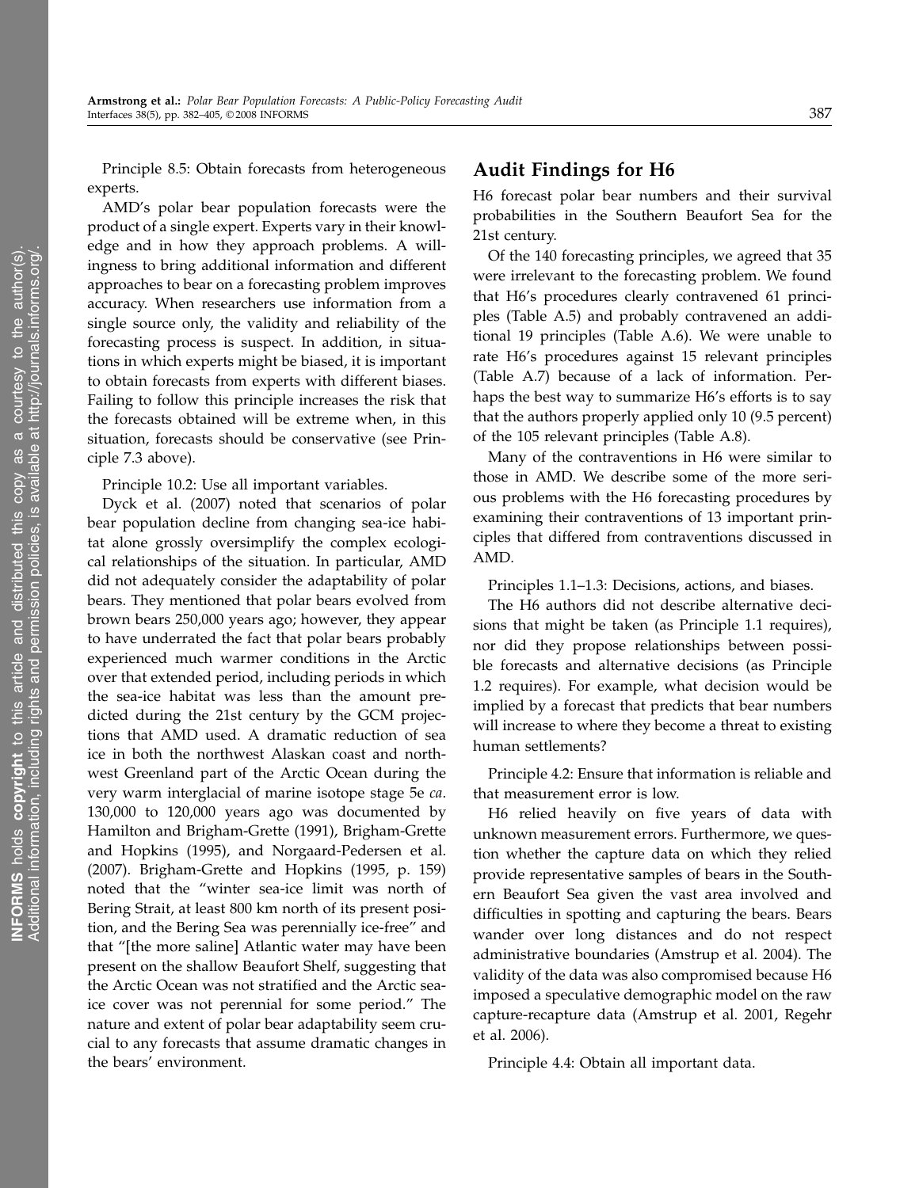Principle 8.5: Obtain forecasts from heterogeneous experts.

AMD's polar bear population forecasts were the product of a single expert. Experts vary in their knowledge and in how they approach problems. A willingness to bring additional information and different approaches to bear on a forecasting problem improves accuracy. When researchers use information from a single source only, the validity and reliability of the forecasting process is suspect. In addition, in situations in which experts might be biased, it is important to obtain forecasts from experts with different biases. Failing to follow this principle increases the risk that the forecasts obtained will be extreme when, in this situation, forecasts should be conservative (see Principle 7.3 above).

Principle 10.2: Use all important variables.

Dyck et al. (2007) noted that scenarios of polar bear population decline from changing sea-ice habitat alone grossly oversimplify the complex ecological relationships of the situation. In particular, AMD did not adequately consider the adaptability of polar bears. They mentioned that polar bears evolved from brown bears 250,000 years ago; however, they appear to have underrated the fact that polar bears probably experienced much warmer conditions in the Arctic over that extended period, including periods in which the sea-ice habitat was less than the amount predicted during the 21st century by the GCM projections that AMD used. A dramatic reduction of sea ice in both the northwest Alaskan coast and northwest Greenland part of the Arctic Ocean during the very warm interglacial of marine isotope stage 5e *ca*. 130,000 to 120,000 years ago was documented by Hamilton and Brigham-Grette (1991), Brigham-Grette and Hopkins (1995), and Norgaard-Pedersen et al. (2007). Brigham-Grette and Hopkins (1995, p. 159) noted that the "winter sea-ice limit was north of Bering Strait, at least 800 km north of its present position, and the Bering Sea was perennially ice-free" and that "[the more saline] Atlantic water may have been present on the shallow Beaufort Shelf, suggesting that the Arctic Ocean was not stratified and the Arctic sea-ice cover was not perennial for some period." The nature and extent of polar bear adaptability seem crucial to any forecasts that assume dramatic changes in the bears' environment.

## Audit Findings for H6

H6 forecast polar bear numbers and their survival probabilities in the Southern Beaufort Sea for the 21st century.

Of the 140 forecasting principles, we agreed that 35 were irrelevant to the forecasting problem. We found that H6's procedures clearly contravened 61 principles (Table A.5) and probably contravened an additional 19 principles (Table A.6). We were unable to rate H6's procedures against 15 relevant principles (Table A.7) because of a lack of information. Perhaps the best way to summarize H6's efforts is to say that the authors properly applied only 10 (9.5 percent) of the 105 relevant principles (Table A.8).

Many of the contraventions in H6 were similar to those in AMD. We describe some of the more serious problems with the H6 forecasting procedures by examining their contraventions of 13 important principles that differed from contraventions discussed in AMD.

Principles 1.1–1.3: Decisions, actions, and biases.

The H6 authors did not describe alternative decisions that might be taken (as Principle 1.1 requires), nor did they propose relationships between possible forecasts and alternative decisions (as Principle 1.2 requires). For example, what decision would be implied by a forecast that predicts that bear numbers will increase to where they become a threat to existing human settlements?

Principle 4.2: Ensure that information is reliable and that measurement error is low.

H6 relied heavily on five years of data with unknown measurement errors. Furthermore, we question whether the capture data on which they relied provide representative samples of bears in the Southern Beaufort Sea given the vast area involved and difficulties in spotting and capturing the bears. Bears wander over long distances and do not respect administrative boundaries (Amstrup et al. 2004). The validity of the data was also compromised because H6 imposed a speculative demographic model on the raw capture-recapture data (Amstrup et al. 2001, Regehr et al. 2006).

Principle 4.4: Obtain all important data.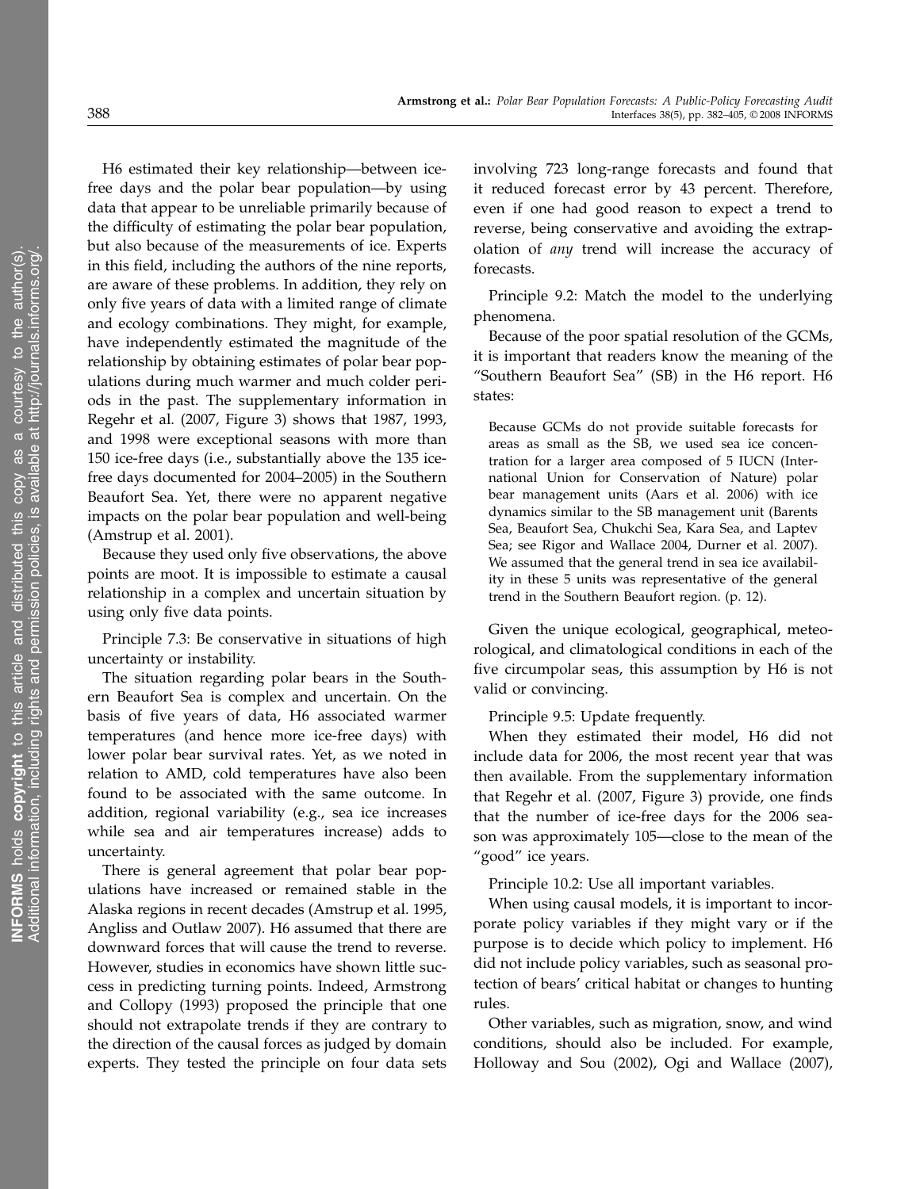H6 estimated their key relationship—between ice-free days and the polar bear population—by using data that appear to be unreliable primarily because of the difficulty of estimating the polar bear population, but also because of the measurements of ice. Experts in this field, including the authors of the nine reports, are aware of these problems. In addition, they rely on only five years of data with a limited range of climate and ecology combinations. They might, for example, have independently estimated the magnitude of the relationship by obtaining estimates of polar bear populations during much warmer and much colder periods in the past. The supplementary information in Regehr et al. (2007, Figure 3) shows that 1987, 1993, and 1998 were exceptional seasons with more than 150 ice-free days (i.e., substantially above the 135 ice-free days documented for 2004–2005) in the Southern Beaufort Sea. Yet, there were no apparent negative impacts on the polar bear population and well-being (Amstrup et al. 2001).

Because they used only five observations, the above points are moot. It is impossible to estimate a causal relationship in a complex and uncertain situation by using only five data points.

Principle 7.3: Be conservative in situations of high uncertainty or instability.

The situation regarding polar bears in the Southern Beaufort Sea is complex and uncertain. On the basis of five years of data, H6 associated warmer temperatures (and hence more ice-free days) with lower polar bear survival rates. Yet, as we noted in relation to AMD, cold temperatures have also been found to be associated with the same outcome. In addition, regional variability (e.g., sea ice increases while sea and air temperatures increase) adds to uncertainty.

There is general agreement that polar bear populations have increased or remained stable in the Alaska regions in recent decades (Amstrup et al. 1995, Angliss and Outlaw 2007). H6 assumed that there are downward forces that will cause the trend to reverse. However, studies in economics have shown little success in predicting turning points. Indeed, Armstrong and Collopy (1993) proposed the principle that one should not extrapolate trends if they are contrary to the direction of the causal forces as judged by domain experts. They tested the principle on four data sets involving 723 long-range forecasts and found that it reduced forecast error by 43 percent. Therefore, even if one had good reason to expect a trend to reverse, being conservative and avoiding the extrapolation of *any* trend will increase the accuracy of forecasts.

Principle 9.2: Match the model to the underlying phenomena.

Because of the poor spatial resolution of the GCMs, it is important that readers know the meaning of the "Southern Beaufort Sea" (SB) in the H6 report. H6 states:

> Because GCMs do not provide suitable forecasts for areas as small as the SB, we used sea ice concentration for a larger area composed of 5 IUCN (International Union for Conservation of Nature) polar bear management units (Aars et al. 2006) with ice dynamics similar to the SB management unit (Barents Sea, Beaufort Sea, Chukchi Sea, Kara Sea, and Laptev Sea; see Rigor and Wallace 2004, Durner et al. 2007). We assumed that the general trend in sea ice availability in these 5 units was representative of the general trend in the Southern Beaufort region. (p. 12).

Given the unique ecological, geographical, meteorological, and climatological conditions in each of the five circumpolar seas, this assumption by H6 is not valid or convincing.

Principle 9.5: Update frequently.

When they estimated their model, H6 did not include data for 2006, the most recent year that was then available. From the supplementary information that Regehr et al. (2007, Figure 3) provide, one finds that the number of ice-free days for the 2006 season was approximately 105—close to the mean of the "good" ice years.

Principle 10.2: Use all important variables.

When using causal models, it is important to incorporate policy variables if they might vary or if the purpose is to decide which policy to implement. H6 did not include policy variables, such as seasonal protection of bears' critical habitat or changes to hunting rules.

Other variables, such as migration, snow, and wind conditions, should also be included. For example, Holloway and Sou (2002), Ogi and Wallace (2007),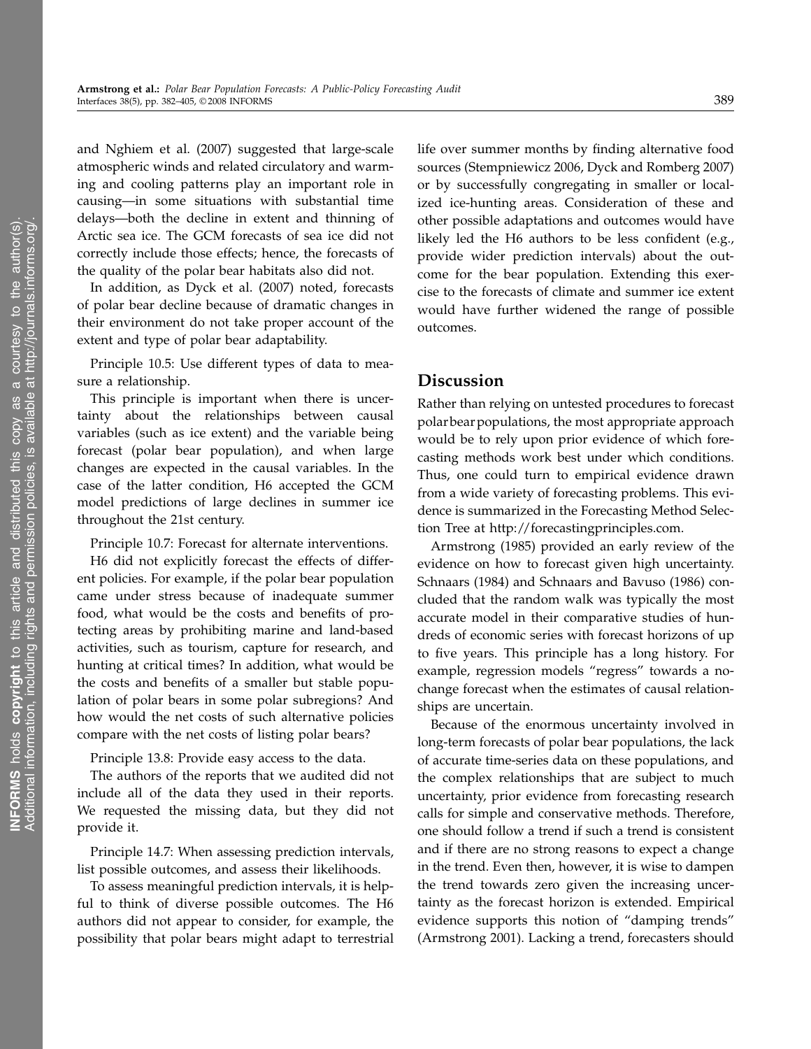and Nghiem et al. (2007) suggested that large-scale atmospheric winds and related circulatory and warming and cooling patterns play an important role in causing—in some situations with substantial time delays—both the decline in extent and thinning of Arctic sea ice. The GCM forecasts of sea ice did not correctly include those effects; hence, the forecasts of the quality of the polar bear habitats also did not.

In addition, as Dyck et al. (2007) noted, forecasts of polar bear decline because of dramatic changes in their environment do not take proper account of the extent and type of polar bear adaptability.

Principle 10.5: Use different types of data to measure a relationship.

This principle is important when there is uncertainty about the relationships between causal variables (such as ice extent) and the variable being forecast (polar bear population), and when large changes are expected in the causal variables. In the case of the latter condition, H6 accepted the GCM model predictions of large declines in summer ice throughout the 21st century.

Principle 10.7: Forecast for alternate interventions.

H6 did not explicitly forecast the effects of different policies. For example, if the polar bear population came under stress because of inadequate summer food, what would be the costs and benefits of protecting areas by prohibiting marine and land-based activities, such as tourism, capture for research, and hunting at critical times? In addition, what would be the costs and benefits of a smaller but stable population of polar bears in some polar subregions? And how would the net costs of such alternative policies compare with the net costs of listing polar bears?

Principle 13.8: Provide easy access to the data.

The authors of the reports that we audited did not include all of the data they used in their reports. We requested the missing data, but they did not provide it.

Principle 14.7: When assessing prediction intervals, list possible outcomes, and assess their likelihoods.

To assess meaningful prediction intervals, it is helpful to think of diverse possible outcomes. The H6 authors did not appear to consider, for example, the possibility that polar bears might adapt to terrestrial life over summer months by finding alternative food sources (Stempniewicz 2006, Dyck and Romberg 2007) or by successfully congregating in smaller or localized ice-hunting areas. Consideration of these and other possible adaptations and outcomes would have likely led the H6 authors to be less confident (e.g., provide wider prediction intervals) about the outcome for the bear population. Extending this exercise to the forecasts of climate and summer ice extent would have further widened the range of possible outcomes.

## Discussion

Rather than relying on untested procedures to forecast polar bear populations, the most appropriate approach would be to rely upon prior evidence of which forecasting methods work best under which conditions. Thus, one could turn to empirical evidence drawn from a wide variety of forecasting problems. This evidence is summarized in the Forecasting Method Selection Tree at http://forecastingprinciples.com.

Armstrong (1985) provided an early review of the evidence on how to forecast given high uncertainty. Schnaars (1984) and Schnaars and Bavuso (1986) concluded that the random walk was typically the most accurate model in their comparative studies of hundreds of economic series with forecast horizons of up to five years. This principle has a long history. For example, regression models "regress" towards a no-change forecast when the estimates of causal relationships are uncertain.

Because of the enormous uncertainty involved in long-term forecasts of polar bear populations, the lack of accurate time-series data on these populations, and the complex relationships that are subject to much uncertainty, prior evidence from forecasting research calls for simple and conservative methods. Therefore, one should follow a trend if such a trend is consistent and if there are no strong reasons to expect a change in the trend. Even then, however, it is wise to dampen the trend towards zero given the increasing uncertainty as the forecast horizon is extended. Empirical evidence supports this notion of "damping trends" (Armstrong 2001). Lacking a trend, forecasters should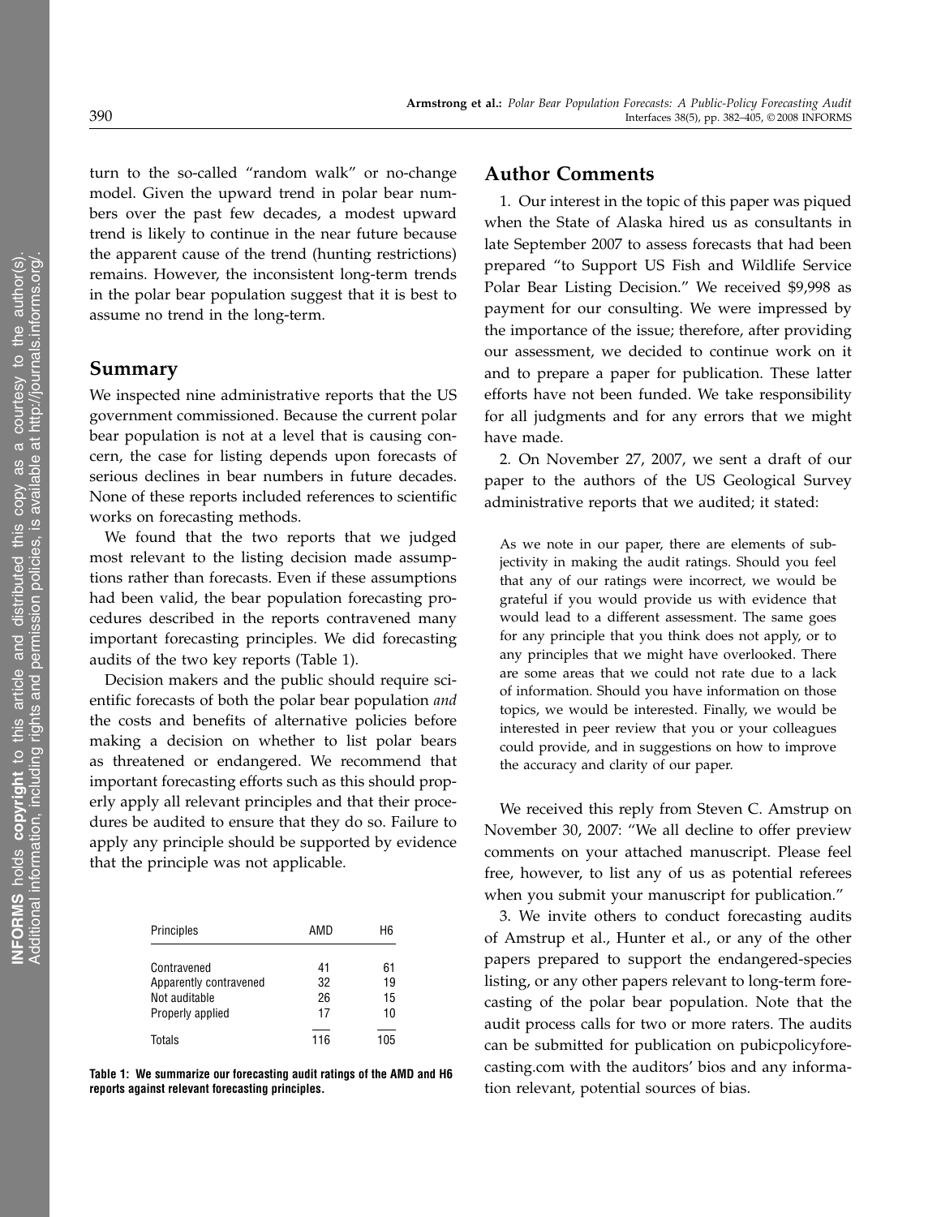turn to the so-called "random walk" or no-change model. Given the upward trend in polar bear numbers over the past few decades, a modest upward trend is likely to continue in the near future because the apparent cause of the trend (hunting restrictions) remains. However, the inconsistent long-term trends in the polar bear population suggest that it is best to assume no trend in the long-term.

## Summary

We inspected nine administrative reports that the US government commissioned. Because the current polar bear population is not at a level that is causing concern, the case for listing depends upon forecasts of serious declines in bear numbers in future decades. None of these reports included references to scientific works on forecasting methods.

We found that the two reports that we judged most relevant to the listing decision made assumptions rather than forecasts. Even if these assumptions had been valid, the bear population forecasting procedures described in the reports contravened many important forecasting principles. We did forecasting audits of the two key reports (Table 1).

Decision makers and the public should require scientific forecasts of both the polar bear population *and* the costs and benefits of alternative policies before making a decision on whether to list polar bears as threatened or endangered. We recommend that important forecasting efforts such as this should properly apply all relevant principles and that their procedures be audited to ensure that they do so. Failure to apply any principle should be supported by evidence that the principle was not applicable.

| Principles | AMD | H6 |
|---|---|---|
| Contravened | 41 | 61 |
| Apparently contravened | 32 | 19 |
| Not auditable | 26 | 15 |
| Properly applied | 17 | 10 |
| Totals | 116 | 105 |

**Table 1: We summarize our forecasting audit ratings of the AMD and H6 reports against relevant forecasting principles.**

## Author Comments

1. Our interest in the topic of this paper was piqued when the State of Alaska hired us as consultants in late September 2007 to assess forecasts that had been prepared "to Support US Fish and Wildlife Service Polar Bear Listing Decision." We received $9,998 as payment for our consulting. We were impressed by the importance of the issue; therefore, after providing our assessment, we decided to continue work on it and to prepare a paper for publication. These latter efforts have not been funded. We take responsibility for all judgments and for any errors that we might have made.

2. On November 27, 2007, we sent a draft of our paper to the authors of the US Geological Survey administrative reports that we audited; it stated:

> As we note in our paper, there are elements of subjectivity in making the audit ratings. Should you feel that any of our ratings were incorrect, we would be grateful if you would provide us with evidence that would lead to a different assessment. The same goes for any principle that you think does not apply, or to any principles that we might have overlooked. There are some areas that we could not rate due to a lack of information. Should you have information on those topics, we would be interested. Finally, we would be interested in peer review that you or your colleagues could provide, and in suggestions on how to improve the accuracy and clarity of our paper.

We received this reply from Steven C. Amstrup on November 30, 2007: "We all decline to offer preview comments on your attached manuscript. Please feel free, however, to list any of us as potential referees when you submit your manuscript for publication."

3. We invite others to conduct forecasting audits of Amstrup et al., Hunter et al., or any of the other papers prepared to support the endangered-species listing, or any other papers relevant to long-term forecasting of the polar bear population. Note that the audit process calls for two or more raters. The audits can be submitted for publication on pubicpolicyforecasting.com with the auditors' bios and any information relevant, potential sources of bias.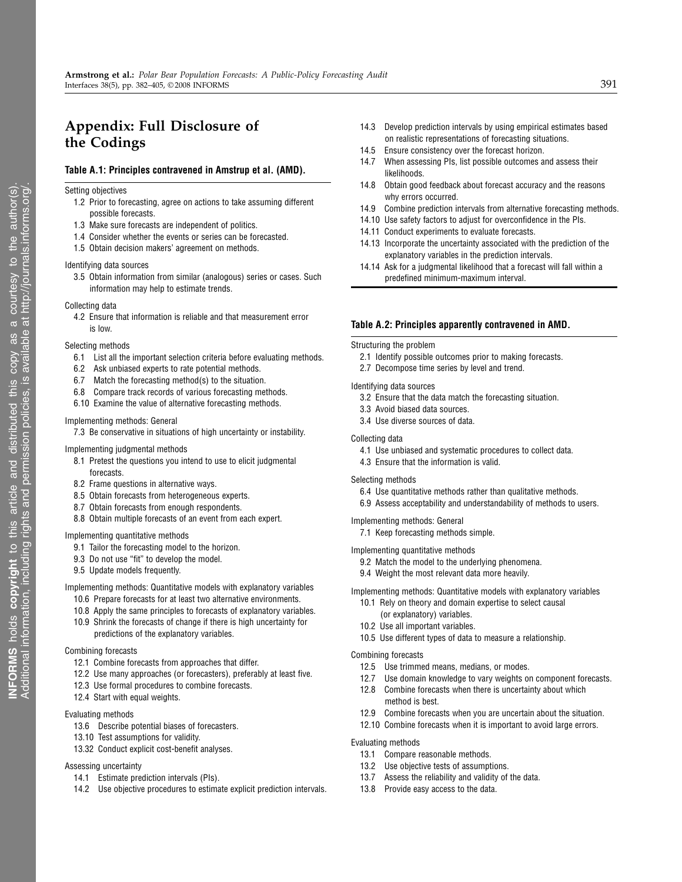## Appendix: Full Disclosure of the Codings

**Table A.1: Principles contravened in Amstrup et al. (AMD).**

Setting objectives

- 1.2 Prior to forecasting, agree on actions to take assuming different possible forecasts.
- 1.3 Make sure forecasts are independent of politics.
- 1.4 Consider whether the events or series can be forecasted.
- 1.5 Obtain decision makers' agreement on methods.

Identifying data sources

- 3.5 Obtain information from similar (analogous) series or cases. Such information may help to estimate trends.

Collecting data

- 4.2 Ensure that information is reliable and that measurement error is low.

Selecting methods

- 6.1 List all the important selection criteria before evaluating methods.
- 6.2 Ask unbiased experts to rate potential methods.
- 6.7 Match the forecasting method(s) to the situation.
- 6.8 Compare track records of various forecasting methods.
- 6.10 Examine the value of alternative forecasting methods.

Implementing methods: General

- 7.3 Be conservative in situations of high uncertainty or instability.

Implementing judgmental methods

- 8.1 Pretest the questions you intend to use to elicit judgmental forecasts.
- 8.2 Frame questions in alternative ways.
- 8.5 Obtain forecasts from heterogeneous experts.
- 8.7 Obtain forecasts from enough respondents.
- 8.8 Obtain multiple forecasts of an event from each expert.

Implementing quantitative methods

- 9.1 Tailor the forecasting model to the horizon.
- 9.3 Do not use "fit" to develop the model.
- 9.5 Update models frequently.

Implementing methods: Quantitative models with explanatory variables

- 10.6 Prepare forecasts for at least two alternative environments.
- 10.8 Apply the same principles to forecasts of explanatory variables.
- 10.9 Shrink the forecasts of change if there is high uncertainty for predictions of the explanatory variables.

Combining forecasts

- 12.1 Combine forecasts from approaches that differ.
- 12.2 Use many approaches (or forecasters), preferably at least five.
- 12.3 Use formal procedures to combine forecasts.
- 12.4 Start with equal weights.

Evaluating methods

- 13.6 Describe potential biases of forecasters.
- 13.10 Test assumptions for validity.
- 13.32 Conduct explicit cost-benefit analyses.

Assessing uncertainty

- 14.1 Estimate prediction intervals (PIs).
- 14.2 Use objective procedures to estimate explicit prediction intervals.
- 14.3 Develop prediction intervals by using empirical estimates based on realistic representations of forecasting situations.
- 14.5 Ensure consistency over the forecast horizon.
- 14.7 When assessing PIs, list possible outcomes and assess their likelihoods.
- 14.8 Obtain good feedback about forecast accuracy and the reasons why errors occurred.
- 14.9 Combine prediction intervals from alternative forecasting methods.
- 14.10 Use safety factors to adjust for overconfidence in the PIs.
- 14.11 Conduct experiments to evaluate forecasts.
- 14.13 Incorporate the uncertainty associated with the prediction of the explanatory variables in the prediction intervals.
- 14.14 Ask for a judgmental likelihood that a forecast will fall within a predefined minimum-maximum interval.

**Table A.2: Principles apparently contravened in AMD.**

Structuring the problem

- 2.1 Identify possible outcomes prior to making forecasts.
- 2.7 Decompose time series by level and trend.

Identifying data sources

- 3.2 Ensure that the data match the forecasting situation.
- 3.3 Avoid biased data sources.
- 3.4 Use diverse sources of data.

Collecting data

- 4.1 Use unbiased and systematic procedures to collect data.
- 4.3 Ensure that the information is valid.

Selecting methods

- 6.4 Use quantitative methods rather than qualitative methods.
- 6.9 Assess acceptability and understandability of methods to users.

Implementing methods: General

- 7.1 Keep forecasting methods simple.

Implementing quantitative methods

- 9.2 Match the model to the underlying phenomena.
- 9.4 Weight the most relevant data more heavily.

Implementing methods: Quantitative models with explanatory variables

- 10.1 Rely on theory and domain expertise to select causal (or explanatory) variables.
- 10.2 Use all important variables.
- 10.5 Use different types of data to measure a relationship.

Combining forecasts

- 12.5 Use trimmed means, medians, or modes.
- 12.7 Use domain knowledge to vary weights on component forecasts.
- 12.8 Combine forecasts when there is uncertainty about which method is best.
- 12.9 Combine forecasts when you are uncertain about the situation.
- 12.10 Combine forecasts when it is important to avoid large errors.

Evaluating methods

- 13.1 Compare reasonable methods.
- 13.2 Use objective tests of assumptions.
- 13.7 Assess the reliability and validity of the data.
- 13.8 Provide easy access to the data.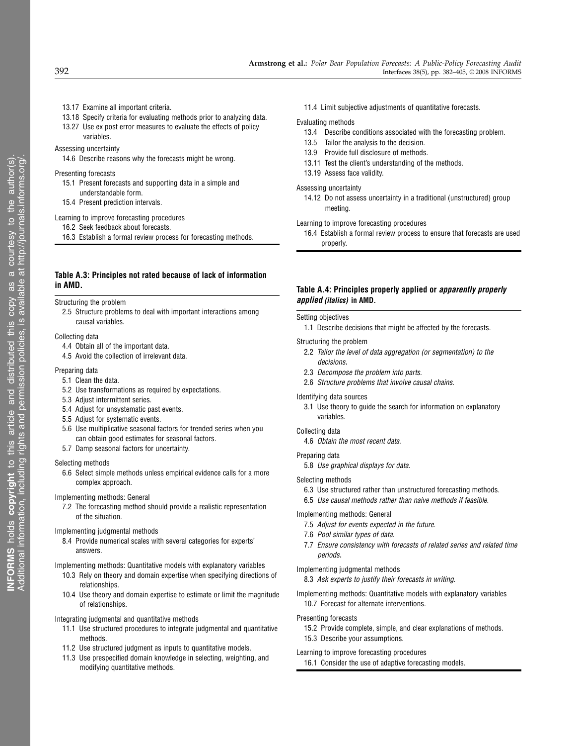13.17 Examine all important criteria.
13.18 Specify criteria for evaluating methods prior to analyzing data.
13.27 Use ex post error measures to evaluate the effects of policy variables.

Assessing uncertainty

14.6 Describe reasons why the forecasts might be wrong.

Presenting forecasts

15.1 Present forecasts and supporting data in a simple and understandable form.
15.4 Present prediction intervals.

Learning to improve forecasting procedures

16.2 Seek feedback about forecasts.
16.3 Establish a formal review process for forecasting methods.

11.4 Limit subjective adjustments of quantitative forecasts.

Evaluating methods

13.4 Describe conditions associated with the forecasting problem.
13.5 Tailor the analysis to the decision.
13.9 Provide full disclosure of methods.
13.11 Test the client's understanding of the methods.
13.19 Assess face validity.

Assessing uncertainty

14.12 Do not assess uncertainty in a traditional (unstructured) group meeting.

Learning to improve forecasting procedures

16.4 Establish a formal review process to ensure that forecasts are used properly.

### Table A.3: Principles not rated because of lack of information in AMD.

Structuring the problem

2.5 Structure problems to deal with important interactions among causal variables.

Collecting data

4.4 Obtain all of the important data.
4.5 Avoid the collection of irrelevant data.

Preparing data

5.1 Clean the data.
5.2 Use transformations as required by expectations.
5.3 Adjust intermittent series.
5.4 Adjust for unsystematic past events.
5.5 Adjust for systematic events.
5.6 Use multiplicative seasonal factors for trended series when you can obtain good estimates for seasonal factors.
5.7 Damp seasonal factors for uncertainty.

Selecting methods

6.6 Select simple methods unless empirical evidence calls for a more complex approach.

Implementing methods: General

7.2 The forecasting method should provide a realistic representation of the situation.

Implementing judgmental methods

8.4 Provide numerical scales with several categories for experts' answers.

Implementing methods: Quantitative models with explanatory variables

10.3 Rely on theory and domain expertise when specifying directions of relationships.
10.4 Use theory and domain expertise to estimate or limit the magnitude of relationships.

Integrating judgmental and quantitative methods

11.1 Use structured procedures to integrate judgmental and quantitative methods.
11.2 Use structured judgment as inputs to quantitative models.
11.3 Use prespecified domain knowledge in selecting, weighting, and modifying quantitative methods.

### Table A.4: Principles properly applied or *apparently properly applied (italics)* in AMD.

Setting objectives

1.1 Describe decisions that might be affected by the forecasts.

Structuring the problem

2.2 *Tailor the level of data aggregation (or segmentation) to the decisions.*
2.3 *Decompose the problem into parts.*
2.6 *Structure problems that involve causal chains.*

Identifying data sources

3.1 Use theory to guide the search for information on explanatory variables.

Collecting data

4.6 *Obtain the most recent data.*

Preparing data

5.8 *Use graphical displays for data.*

Selecting methods

6.3 Use structured rather than unstructured forecasting methods.
6.5 *Use causal methods rather than naive methods if feasible.*

Implementing methods: General

7.5 *Adjust for events expected in the future.*
7.6 *Pool similar types of data.*
7.7 *Ensure consistency with forecasts of related series and related time periods.*

Implementing judgmental methods

8.3 *Ask experts to justify their forecasts in writing.*

Implementing methods: Quantitative models with explanatory variables

10.7 Forecast for alternate interventions.

Presenting forecasts

15.2 Provide complete, simple, and clear explanations of methods.
15.3 Describe your assumptions.

Learning to improve forecasting procedures

16.1 Consider the use of adaptive forecasting models.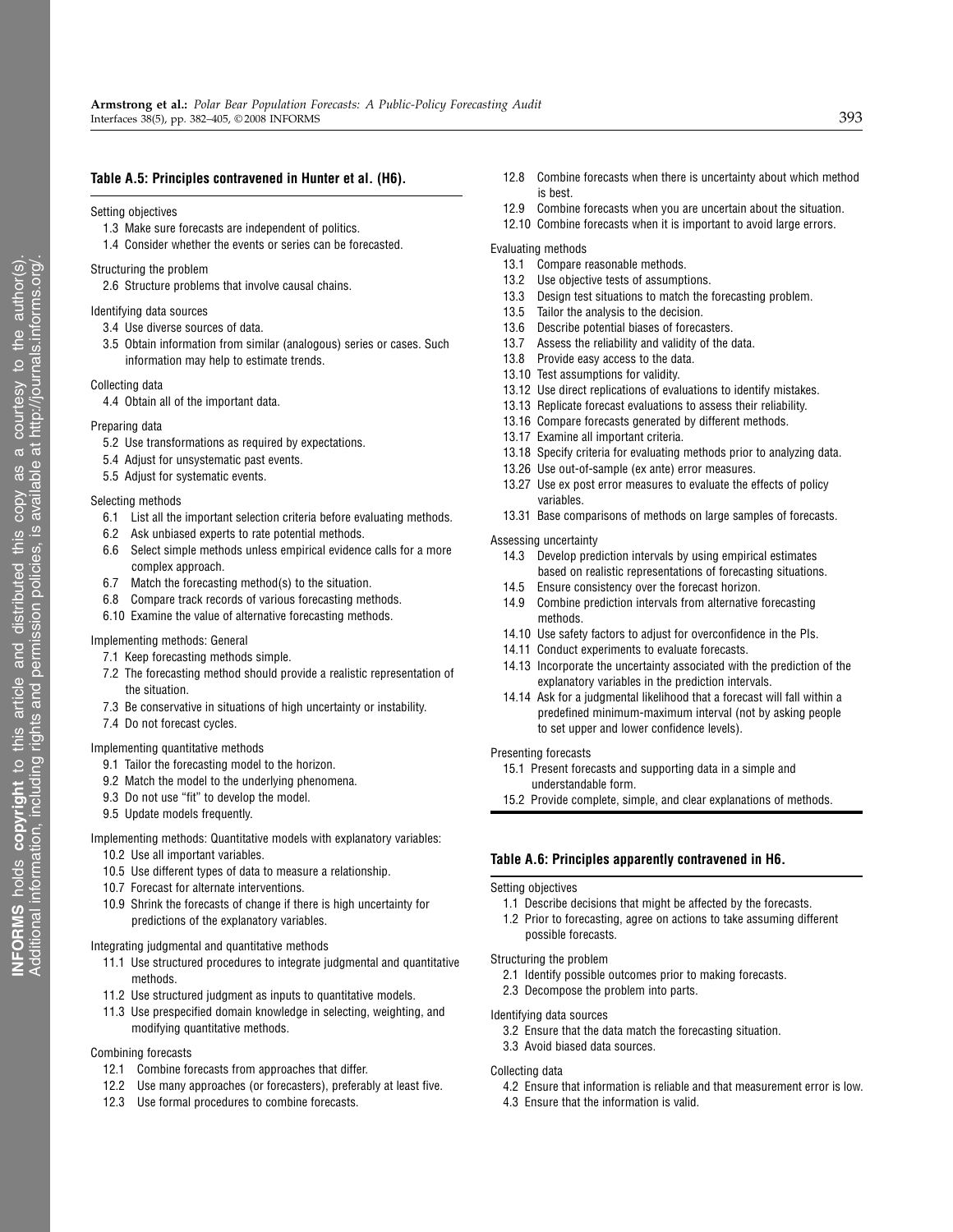**Table A.5: Principles contravened in Hunter et al. (H6).**

Setting objectives

- 1.3 Make sure forecasts are independent of politics.
- 1.4 Consider whether the events or series can be forecasted.

Structuring the problem

- 2.6 Structure problems that involve causal chains.

Identifying data sources

- 3.4 Use diverse sources of data.
- 3.5 Obtain information from similar (analogous) series or cases. Such information may help to estimate trends.

Collecting data

- 4.4 Obtain all of the important data.

Preparing data

- 5.2 Use transformations as required by expectations.
- 5.4 Adjust for unsystematic past events.
- 5.5 Adjust for systematic events.

Selecting methods

- 6.1 List all the important selection criteria before evaluating methods.
- 6.2 Ask unbiased experts to rate potential methods.
- 6.6 Select simple methods unless empirical evidence calls for a more complex approach.
- 6.7 Match the forecasting method(s) to the situation.
- 6.8 Compare track records of various forecasting methods.
- 6.10 Examine the value of alternative forecasting methods.

Implementing methods: General

- 7.1 Keep forecasting methods simple.
- 7.2 The forecasting method should provide a realistic representation of the situation.
- 7.3 Be conservative in situations of high uncertainty or instability.
- 7.4 Do not forecast cycles.

Implementing quantitative methods

- 9.1 Tailor the forecasting model to the horizon.
- 9.2 Match the model to the underlying phenomena.
- 9.3 Do not use "fit" to develop the model.
- 9.5 Update models frequently.

Implementing methods: Quantitative models with explanatory variables:

- 10.2 Use all important variables.
- 10.5 Use different types of data to measure a relationship.
- 10.7 Forecast for alternate interventions.
- 10.9 Shrink the forecasts of change if there is high uncertainty for predictions of the explanatory variables.

Integrating judgmental and quantitative methods

- 11.1 Use structured procedures to integrate judgmental and quantitative methods.
- 11.2 Use structured judgment as inputs to quantitative models.
- 11.3 Use prespecified domain knowledge in selecting, weighting, and modifying quantitative methods.

Combining forecasts

- 12.1 Combine forecasts from approaches that differ.
- 12.2 Use many approaches (or forecasters), preferably at least five.
- 12.3 Use formal procedures to combine forecasts.
- 12.8 Combine forecasts when there is uncertainty about which method is best.
- 12.9 Combine forecasts when you are uncertain about the situation.
- 12.10 Combine forecasts when it is important to avoid large errors.

Evaluating methods

- 13.1 Compare reasonable methods.
- 13.2 Use objective tests of assumptions.
- 13.3 Design test situations to match the forecasting problem.
- 13.5 Tailor the analysis to the decision.
- 13.6 Describe potential biases of forecasters.
- 13.7 Assess the reliability and validity of the data.
- 13.8 Provide easy access to the data.
- 13.10 Test assumptions for validity.
- 13.12 Use direct replications of evaluations to identify mistakes.
- 13.13 Replicate forecast evaluations to assess their reliability.
- 13.16 Compare forecasts generated by different methods.
- 13.17 Examine all important criteria.
- 13.18 Specify criteria for evaluating methods prior to analyzing data.
- 13.26 Use out-of-sample (ex ante) error measures.
- 13.27 Use ex post error measures to evaluate the effects of policy variables.
- 13.31 Base comparisons of methods on large samples of forecasts.

Assessing uncertainty

- 14.3 Develop prediction intervals by using empirical estimates based on realistic representations of forecasting situations.
- 14.5 Ensure consistency over the forecast horizon.
- 14.9 Combine prediction intervals from alternative forecasting methods.
- 14.10 Use safety factors to adjust for overconfidence in the PIs.
- 14.11 Conduct experiments to evaluate forecasts.
- 14.13 Incorporate the uncertainty associated with the prediction of the explanatory variables in the prediction intervals.
- 14.14 Ask for a judgmental likelihood that a forecast will fall within a predefined minimum-maximum interval (not by asking people to set upper and lower confidence levels).

Presenting forecasts

- 15.1 Present forecasts and supporting data in a simple and understandable form.
- 15.2 Provide complete, simple, and clear explanations of methods.

**Table A.6: Principles apparently contravened in H6.**

Setting objectives

- 1.1 Describe decisions that might be affected by the forecasts.
- 1.2 Prior to forecasting, agree on actions to take assuming different possible forecasts.

Structuring the problem

- 2.1 Identify possible outcomes prior to making forecasts.
- 2.3 Decompose the problem into parts.

Identifying data sources

- 3.2 Ensure that the data match the forecasting situation.
- 3.3 Avoid biased data sources.

Collecting data

- 4.2 Ensure that information is reliable and that measurement error is low.
- 4.3 Ensure that the information is valid.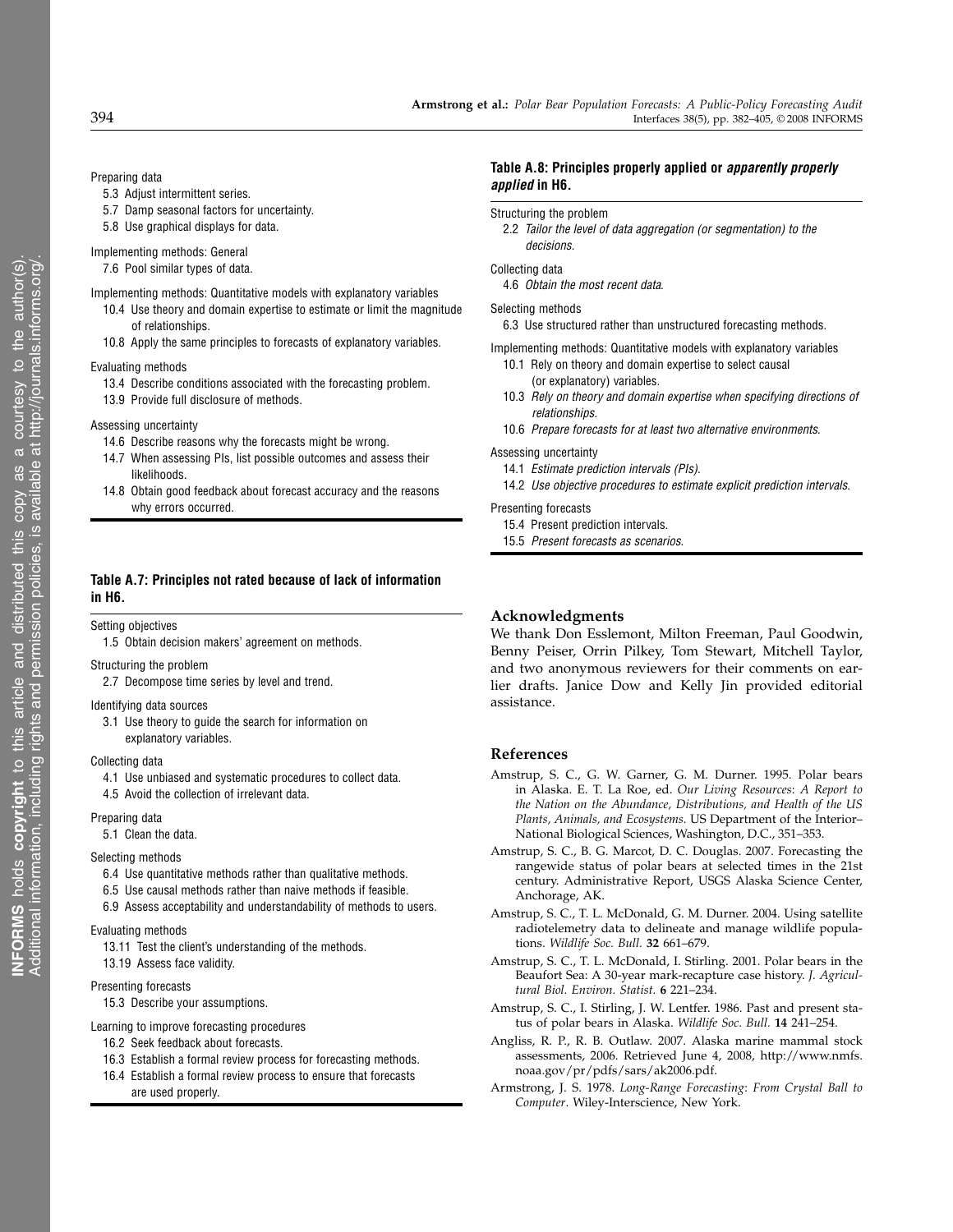Preparing data
- 5.3 Adjust intermittent series.
- 5.7 Damp seasonal factors for uncertainty.
- 5.8 Use graphical displays for data.

Implementing methods: General
- 7.6 Pool similar types of data.

Implementing methods: Quantitative models with explanatory variables
- 10.4 Use theory and domain expertise to estimate or limit the magnitude of relationships.
- 10.8 Apply the same principles to forecasts of explanatory variables.

Evaluating methods
- 13.4 Describe conditions associated with the forecasting problem.
- 13.9 Provide full disclosure of methods.

Assessing uncertainty
- 14.6 Describe reasons why the forecasts might be wrong.
- 14.7 When assessing PIs, list possible outcomes and assess their likelihoods.
- 14.8 Obtain good feedback about forecast accuracy and the reasons why errors occurred.

**Table A.7: Principles not rated because of lack of information in H6.**

Setting objectives
- 1.5 Obtain decision makers' agreement on methods.

Structuring the problem
- 2.7 Decompose time series by level and trend.

Identifying data sources
- 3.1 Use theory to guide the search for information on explanatory variables.

Collecting data
- 4.1 Use unbiased and systematic procedures to collect data.
- 4.5 Avoid the collection of irrelevant data.

Preparing data
- 5.1 Clean the data.

Selecting methods
- 6.4 Use quantitative methods rather than qualitative methods.
- 6.5 Use causal methods rather than naive methods if feasible.
- 6.9 Assess acceptability and understandability of methods to users.

Evaluating methods
- 13.11 Test the client's understanding of the methods.
- 13.19 Assess face validity.

Presenting forecasts
- 15.3 Describe your assumptions.

Learning to improve forecasting procedures
- 16.2 Seek feedback about forecasts.
- 16.3 Establish a formal review process for forecasting methods.
- 16.4 Establish a formal review process to ensure that forecasts are used properly.

**Table A.8: Principles properly applied or *apparently properly applied* in H6.**

Structuring the problem
- 2.2 *Tailor the level of data aggregation (or segmentation) to the decisions.*

Collecting data
- 4.6 *Obtain the most recent data.*

Selecting methods
- 6.3 Use structured rather than unstructured forecasting methods.

Implementing methods: Quantitative models with explanatory variables
- 10.1 Rely on theory and domain expertise to select causal (or explanatory) variables.
- 10.3 *Rely on theory and domain expertise when specifying directions of relationships.*
- 10.6 *Prepare forecasts for at least two alternative environments.*

Assessing uncertainty
- 14.1 *Estimate prediction intervals (PIs).*
- 14.2 *Use objective procedures to estimate explicit prediction intervals.*

Presenting forecasts
- 15.4 Present prediction intervals.
- 15.5 *Present forecasts as scenarios.*

## Acknowledgments

We thank Don Esslemont, Milton Freeman, Paul Goodwin, Benny Peiser, Orrin Pilkey, Tom Stewart, Mitchell Taylor, and two anonymous reviewers for their comments on earlier drafts. Janice Dow and Kelly Jin provided editorial assistance.

## References

Amstrup, S. C., G. W. Garner, G. M. Durner. 1995. Polar bears in Alaska. E. T. La Roe, ed. *Our Living Resources: A Report to the Nation on the Abundance, Distributions, and Health of the US Plants, Animals, and Ecosystems*. US Department of the Interior–National Biological Sciences, Washington, D.C., 351–353.

Amstrup, S. C., B. G. Marcot, D. C. Douglas. 2007. Forecasting the rangewide status of polar bears at selected times in the 21st century. Administrative Report, USGS Alaska Science Center, Anchorage, AK.

Amstrup, S. C., T. L. McDonald, G. M. Durner. 2004. Using satellite radiotelemetry data to delineate and manage wildlife populations. *Wildlife Soc. Bull.* **32** 661–679.

Amstrup, S. C., T. L. McDonald, I. Stirling. 2001. Polar bears in the Beaufort Sea: A 30-year mark-recapture case history. *J. Agricultural Biol. Environ. Statist.* **6** 221–234.

Amstrup, S. C., I. Stirling, J. W. Lentfer. 1986. Past and present status of polar bears in Alaska. *Wildlife Soc. Bull.* **14** 241–254.

Angliss, R. P., R. B. Outlaw. 2007. Alaska marine mammal stock assessments, 2006. Retrieved June 4, 2008, http://www.nmfs.noaa.gov/pr/pdfs/sars/ak2006.pdf.

Armstrong, J. S. 1978. *Long-Range Forecasting: From Crystal Ball to Computer*. Wiley-Interscience, New York.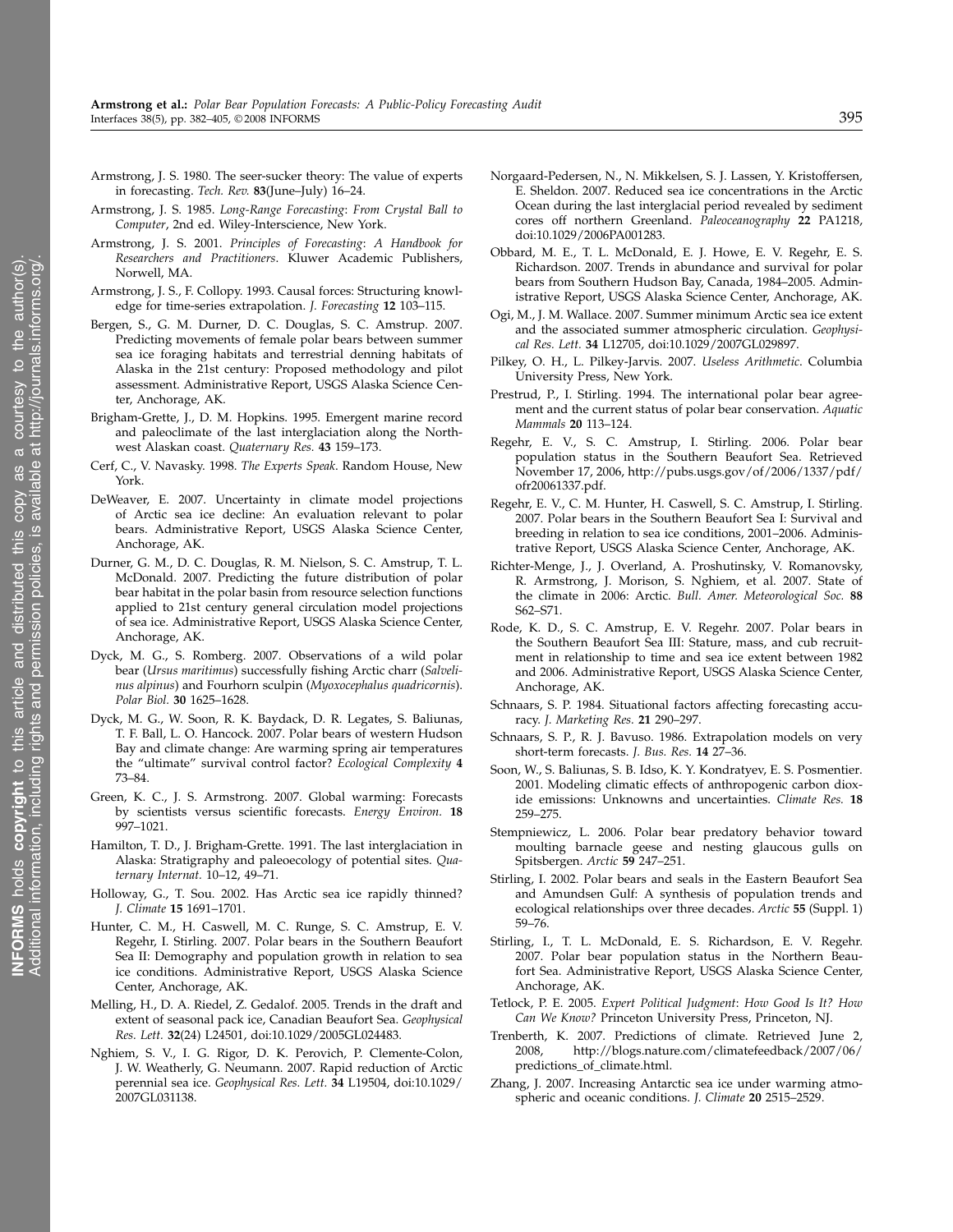Armstrong, J. S. 1980. The seer-sucker theory: The value of experts in forecasting. *Tech. Rev.* **83**(June–July) 16–24.

Armstrong, J. S. 1985. *Long-Range Forecasting: From Crystal Ball to Computer*, 2nd ed. Wiley-Interscience, New York.

Armstrong, J. S. 2001. *Principles of Forecasting: A Handbook for Researchers and Practitioners*. Kluwer Academic Publishers, Norwell, MA.

Armstrong, J. S., F. Collopy. 1993. Causal forces: Structuring knowledge for time-series extrapolation. *J. Forecasting* **12** 103–115.

Bergen, S., G. M. Durner, D. C. Douglas, S. C. Amstrup. 2007. Predicting movements of female polar bears between summer sea ice foraging habitats and terrestrial denning habitats of Alaska in the 21st century: Proposed methodology and pilot assessment. Administrative Report, USGS Alaska Science Center, Anchorage, AK.

Brigham-Grette, J., D. M. Hopkins. 1995. Emergent marine record and paleoclimate of the last interglaciation along the Northwest Alaskan coast. *Quaternary Res.* **43** 159–173.

Cerf, C., V. Navasky. 1998. *The Experts Speak*. Random House, New York.

DeWeaver, E. 2007. Uncertainty in climate model projections of Arctic sea ice decline: An evaluation relevant to polar bears. Administrative Report, USGS Alaska Science Center, Anchorage, AK.

Durner, G. M., D. C. Douglas, R. M. Nielson, S. C. Amstrup, T. L. McDonald. 2007. Predicting the future distribution of polar bear habitat in the polar basin from resource selection functions applied to 21st century general circulation model projections of sea ice. Administrative Report, USGS Alaska Science Center, Anchorage, AK.

Dyck, M. G., S. Romberg. 2007. Observations of a wild polar bear (*Ursus maritimus*) successfully fishing Arctic charr (*Salvelinus alpinus*) and Fourhorn sculpin (*Myoxocephalus quadricornis*). *Polar Biol.* **30** 1625–1628.

Dyck, M. G., W. Soon, R. K. Baydack, D. R. Legates, S. Baliunas, T. F. Ball, L. O. Hancock. 2007. Polar bears of western Hudson Bay and climate change: Are warming spring air temperatures the "ultimate" survival control factor? *Ecological Complexity* **4** 73–84.

Green, K. C., J. S. Armstrong. 2007. Global warming: Forecasts by scientists versus scientific forecasts. *Energy Environ.* **18** 997–1021.

Hamilton, T. D., J. Brigham-Grette. 1991. The last interglaciation in Alaska: Stratigraphy and paleoecology of potential sites. *Quaternary Internat.* 10–12, 49–71.

Holloway, G., T. Sou. 2002. Has Arctic sea ice rapidly thinned? *J. Climate* **15** 1691–1701.

Hunter, C. M., H. Caswell, M. C. Runge, S. C. Amstrup, E. V. Regehr, I. Stirling. 2007. Polar bears in the Southern Beaufort Sea II: Demography and population growth in relation to sea ice conditions. Administrative Report, USGS Alaska Science Center, Anchorage, AK.

Melling, H., D. A. Riedel, Z. Gedalof. 2005. Trends in the draft and extent of seasonal pack ice, Canadian Beaufort Sea. *Geophysical Res. Lett.* **32**(24) L24501, doi:10.1029/2005GL024483.

Nghiem, S. V., I. G. Rigor, D. K. Perovich, P. Clemente-Colon, J. W. Weatherly, G. Neumann. 2007. Rapid reduction of Arctic perennial sea ice. *Geophysical Res. Lett.* **34** L19504, doi:10.1029/2007GL031138.

Norgaard-Pedersen, N., N. Mikkelsen, S. J. Lassen, Y. Kristoffersen, E. Sheldon. 2007. Reduced sea ice concentrations in the Arctic Ocean during the last interglacial period revealed by sediment cores off northern Greenland. *Paleoceanography* **22** PA1218, doi:10.1029/2006PA001283.

Obbard, M. E., T. L. McDonald, E. J. Howe, E. V. Regehr, E. S. Richardson. 2007. Trends in abundance and survival for polar bears from Southern Hudson Bay, Canada, 1984–2005. Administrative Report, USGS Alaska Science Center, Anchorage, AK.

Ogi, M., J. M. Wallace. 2007. Summer minimum Arctic sea ice extent and the associated summer atmospheric circulation. *Geophysical Res. Lett.* **34** L12705, doi:10.1029/2007GL029897.

Pilkey, O. H., L. Pilkey-Jarvis. 2007. *Useless Arithmetic*. Columbia University Press, New York.

Prestrud, P., I. Stirling. 1994. The international polar bear agreement and the current status of polar bear conservation. *Aquatic Mammals* **20** 113–124.

Regehr, E. V., S. C. Amstrup, I. Stirling. 2006. Polar bear population status in the Southern Beaufort Sea. Retrieved November 17, 2006, http://pubs.usgs.gov/of/2006/1337/pdf/ofr20061337.pdf.

Regehr, E. V., C. M. Hunter, H. Caswell, S. C. Amstrup, I. Stirling. 2007. Polar bears in the Southern Beaufort Sea I: Survival and breeding in relation to sea ice conditions, 2001–2006. Administrative Report, USGS Alaska Science Center, Anchorage, AK.

Richter-Menge, J., J. Overland, A. Proshutinsky, V. Romanovsky, R. Armstrong, J. Morison, S. Nghiem, et al. 2007. State of the climate in 2006: Arctic. *Bull. Amer. Meteorological Soc.* **88** S62–S71.

Rode, K. D., S. C. Amstrup, E. V. Regehr. 2007. Polar bears in the Southern Beaufort Sea III: Stature, mass, and cub recruitment in relationship to time and sea ice extent between 1982 and 2006. Administrative Report, USGS Alaska Science Center, Anchorage, AK.

Schnaars, S. P. 1984. Situational factors affecting forecasting accuracy. *J. Marketing Res.* **21** 290–297.

Schnaars, S. P., R. J. Bavuso. 1986. Extrapolation models on very short-term forecasts. *J. Bus. Res.* **14** 27–36.

Soon, W., S. Baliunas, S. B. Idso, K. Y. Kondratyev, E. S. Posmentier. 2001. Modeling climatic effects of anthropogenic carbon dioxide emissions: Unknowns and uncertainties. *Climate Res.* **18** 259–275.

Stempniewicz, L. 2006. Polar bear predatory behavior toward moulting barnacle geese and nesting glaucous gulls on Spitsbergen. *Arctic* **59** 247–251.

Stirling, I. 2002. Polar bears and seals in the Eastern Beaufort Sea and Amundsen Gulf: A synthesis of population trends and ecological relationships over three decades. *Arctic* **55** (Suppl. 1) 59–76.

Stirling, I., T. L. McDonald, E. S. Richardson, E. V. Regehr. 2007. Polar bear population status in the Northern Beaufort Sea. Administrative Report, USGS Alaska Science Center, Anchorage, AK.

Tetlock, P. E. 2005. *Expert Political Judgment: How Good Is It? How Can We Know?* Princeton University Press, Princeton, NJ.

Trenberth, K. 2007. Predictions of climate. Retrieved June 2, 2008, http://blogs.nature.com/climatefeedback/2007/06/predictions_of_climate.html.

Zhang, J. 2007. Increasing Antarctic sea ice under warming atmospheric and oceanic conditions. *J. Climate* **20** 2515–2529.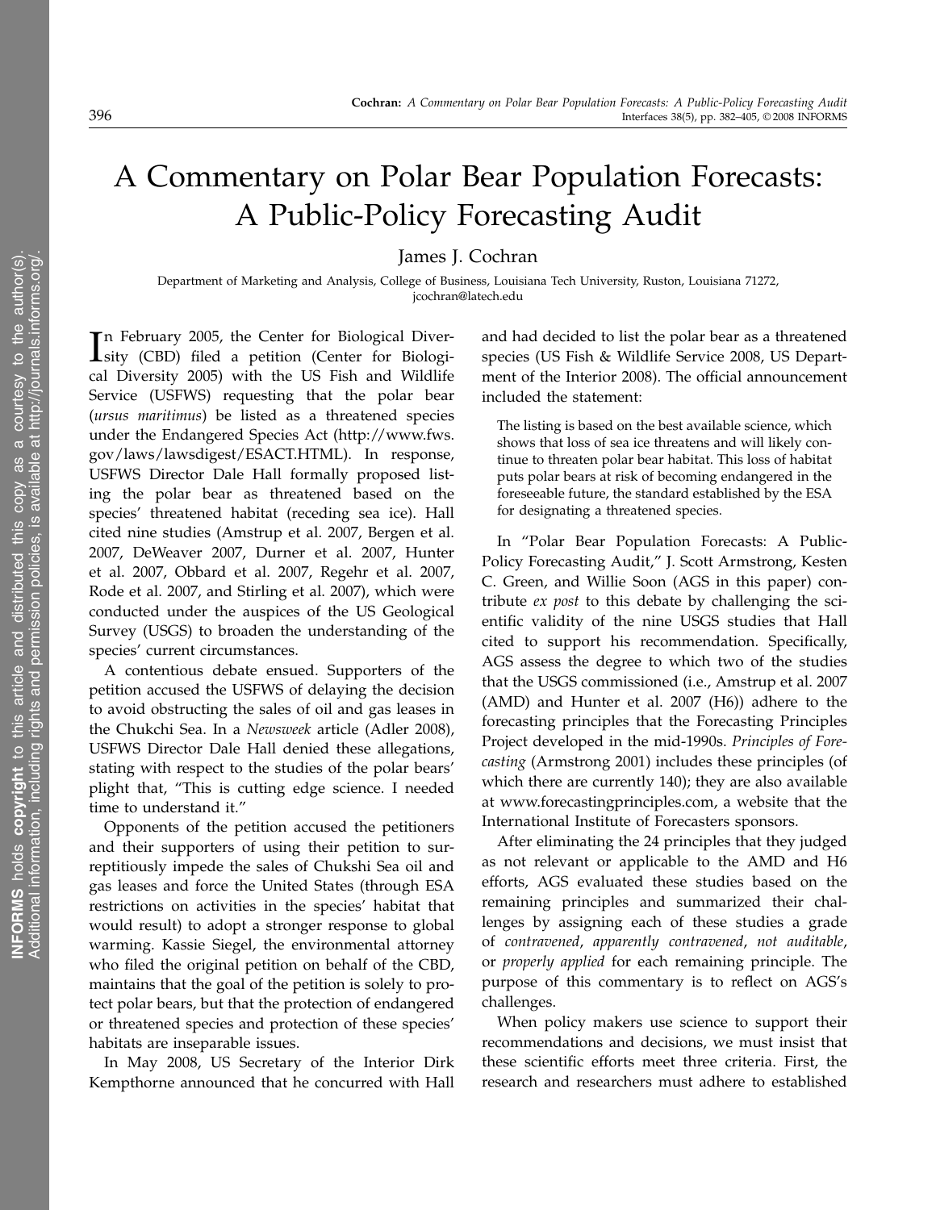# A Commentary on Polar Bear Population Forecasts: A Public-Policy Forecasting Audit

James J. Cochran

Department of Marketing and Analysis, College of Business, Louisiana Tech University, Ruston, Louisiana 71272, jcochran@latech.edu

In February 2005, the Center for Biological Diversity (CBD) filed a petition (Center for Biological Diversity 2005) with the US Fish and Wildlife Service (USFWS) requesting that the polar bear (*ursus maritimus*) be listed as a threatened species under the Endangered Species Act (http://www.fws.gov/laws/lawsdigest/ESACT.HTML). In response, USFWS Director Dale Hall formally proposed listing the polar bear as threatened based on the species' threatened habitat (receding sea ice). Hall cited nine studies (Amstrup et al. 2007, Bergen et al. 2007, DeWeaver 2007, Durner et al. 2007, Hunter et al. 2007, Obbard et al. 2007, Regehr et al. 2007, Rode et al. 2007, and Stirling et al. 2007), which were conducted under the auspices of the US Geological Survey (USGS) to broaden the understanding of the species' current circumstances.

A contentious debate ensued. Supporters of the petition accused the USFWS of delaying the decision to avoid obstructing the sales of oil and gas leases in the Chukchi Sea. In a *Newsweek* article (Adler 2008), USFWS Director Dale Hall denied these allegations, stating with respect to the studies of the polar bears' plight that, "This is cutting edge science. I needed time to understand it."

Opponents of the petition accused the petitioners and their supporters of using their petition to surreptitiously impede the sales of Chukshi Sea oil and gas leases and force the United States (through ESA restrictions on activities in the species' habitat that would result) to adopt a stronger response to global warming. Kassie Siegel, the environmental attorney who filed the original petition on behalf of the CBD, maintains that the goal of the petition is solely to protect polar bears, but that the protection of endangered or threatened species and protection of these species' habitats are inseparable issues.

In May 2008, US Secretary of the Interior Dirk Kempthorne announced that he concurred with Hall and had decided to list the polar bear as a threatened species (US Fish & Wildlife Service 2008, US Department of the Interior 2008). The official announcement included the statement:

> The listing is based on the best available science, which shows that loss of sea ice threatens and will likely continue to threaten polar bear habitat. This loss of habitat puts polar bears at risk of becoming endangered in the foreseeable future, the standard established by the ESA for designating a threatened species.

In "Polar Bear Population Forecasts: A Public-Policy Forecasting Audit," J. Scott Armstrong, Kesten C. Green, and Willie Soon (AGS in this paper) contribute *ex post* to this debate by challenging the scientific validity of the nine USGS studies that Hall cited to support his recommendation. Specifically, AGS assess the degree to which two of the studies that the USGS commissioned (i.e., Amstrup et al. 2007 (AMD) and Hunter et al. 2007 (H6)) adhere to the forecasting principles that the Forecasting Principles Project developed in the mid-1990s. *Principles of Forecasting* (Armstrong 2001) includes these principles (of which there are currently 140); they are also available at www.forecastingprinciples.com, a website that the International Institute of Forecasters sponsors.

After eliminating the 24 principles that they judged as not relevant or applicable to the AMD and H6 efforts, AGS evaluated these studies based on the remaining principles and summarized their challenges by assigning each of these studies a grade of *contravened*, *apparently contravened*, *not auditable*, or *properly applied* for each remaining principle. The purpose of this commentary is to reflect on AGS's challenges.

When policy makers use science to support their recommendations and decisions, we must insist that these scientific efforts meet three criteria. First, the research and researchers must adhere to established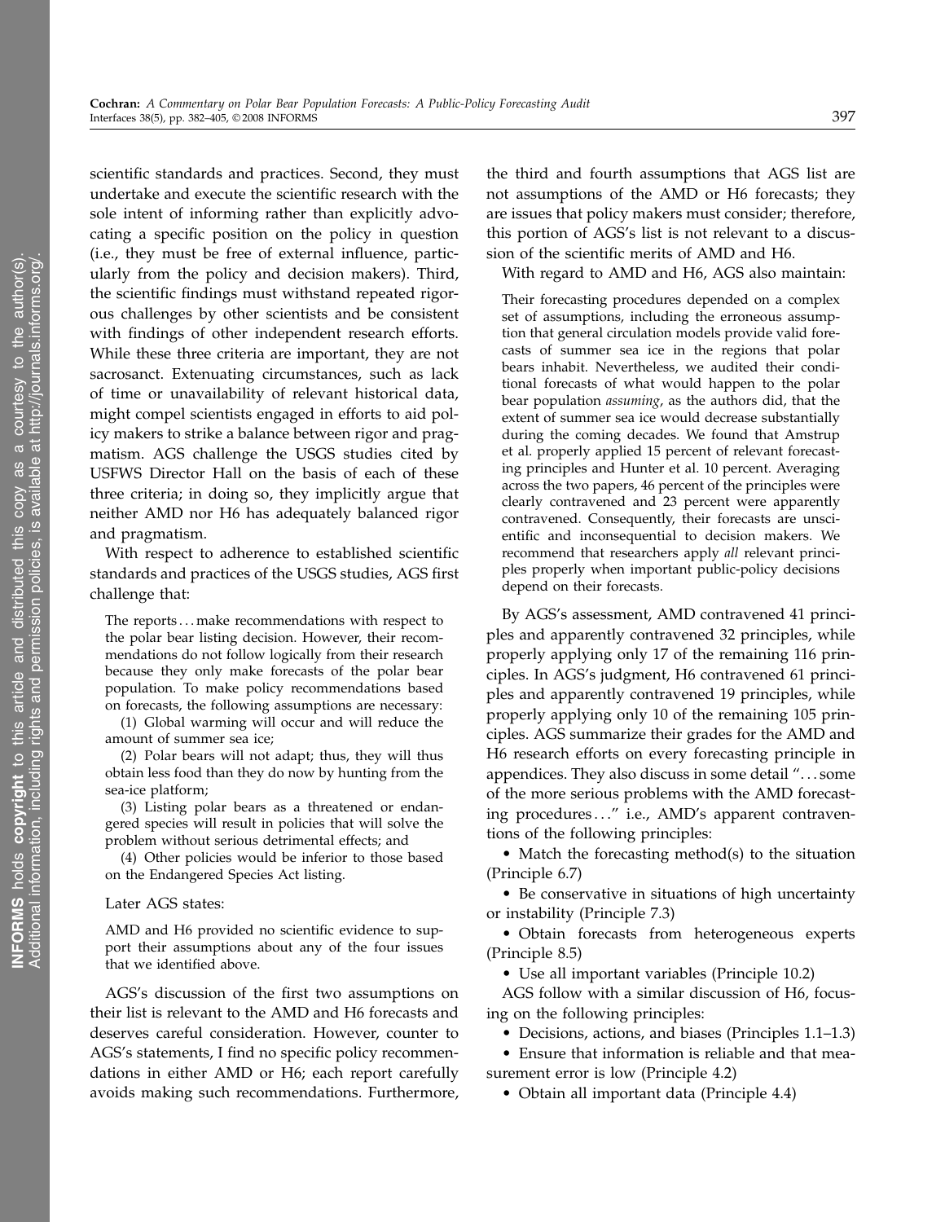scientific standards and practices. Second, they must undertake and execute the scientific research with the sole intent of informing rather than explicitly advocating a specific position on the policy in question (i.e., they must be free of external influence, particularly from the policy and decision makers). Third, the scientific findings must withstand repeated rigorous challenges by other scientists and be consistent with findings of other independent research efforts. While these three criteria are important, they are not sacrosanct. Extenuating circumstances, such as lack of time or unavailability of relevant historical data, might compel scientists engaged in efforts to aid policy makers to strike a balance between rigor and pragmatism. AGS challenge the USGS studies cited by USFWS Director Hall on the basis of each of these three criteria; in doing so, they implicitly argue that neither AMD nor H6 has adequately balanced rigor and pragmatism.

With respect to adherence to established scientific standards and practices of the USGS studies, AGS first challenge that:

> The reports … make recommendations with respect to the polar bear listing decision. However, their recommendations do not follow logically from their research because they only make forecasts of the polar bear population. To make policy recommendations based on forecasts, the following assumptions are necessary:
>
> (1) Global warming will occur and will reduce the amount of summer sea ice;
>
> (2) Polar bears will not adapt; thus, they will thus obtain less food than they do now by hunting from the sea-ice platform;
>
> (3) Listing polar bears as a threatened or endangered species will result in policies that will solve the problem without serious detrimental effects; and
>
> (4) Other policies would be inferior to those based on the Endangered Species Act listing.

Later AGS states:

> AMD and H6 provided no scientific evidence to support their assumptions about any of the four issues that we identified above.

AGS's discussion of the first two assumptions on their list is relevant to the AMD and H6 forecasts and deserves careful consideration. However, counter to AGS's statements, I find no specific policy recommendations in either AMD or H6; each report carefully avoids making such recommendations. Furthermore, the third and fourth assumptions that AGS list are not assumptions of the AMD or H6 forecasts; they are issues that policy makers must consider; therefore, this portion of AGS's list is not relevant to a discussion of the scientific merits of AMD and H6.

With regard to AMD and H6, AGS also maintain:

> Their forecasting procedures depended on a complex set of assumptions, including the erroneous assumption that general circulation models provide valid forecasts of summer sea ice in the regions that polar bears inhabit. Nevertheless, we audited their conditional forecasts of what would happen to the polar bear population *assuming*, as the authors did, that the extent of summer sea ice would decrease substantially during the coming decades. We found that Amstrup et al. properly applied 15 percent of relevant forecasting principles and Hunter et al. 10 percent. Averaging across the two papers, 46 percent of the principles were clearly contravened and 23 percent were apparently contravened. Consequently, their forecasts are unscientific and inconsequential to decision makers. We recommend that researchers apply *all* relevant principles properly when important public-policy decisions depend on their forecasts.

By AGS's assessment, AMD contravened 41 principles and apparently contravened 32 principles, while properly applying only 17 of the remaining 116 principles. In AGS's judgment, H6 contravened 61 principles and apparently contravened 19 principles, while properly applying only 10 of the remaining 105 principles. AGS summarize their grades for the AMD and H6 research efforts on every forecasting principle in appendices. They also discuss in some detail "… some of the more serious problems with the AMD forecasting procedures …" i.e., AMD's apparent contraventions of the following principles:

- Match the forecasting method(s) to the situation (Principle 6.7)
- Be conservative in situations of high uncertainty or instability (Principle 7.3)
- Obtain forecasts from heterogeneous experts (Principle 8.5)
- Use all important variables (Principle 10.2)

AGS follow with a similar discussion of H6, focusing on the following principles:

- Decisions, actions, and biases (Principles 1.1–1.3)
- Ensure that information is reliable and that measurement error is low (Principle 4.2)
- Obtain all important data (Principle 4.4)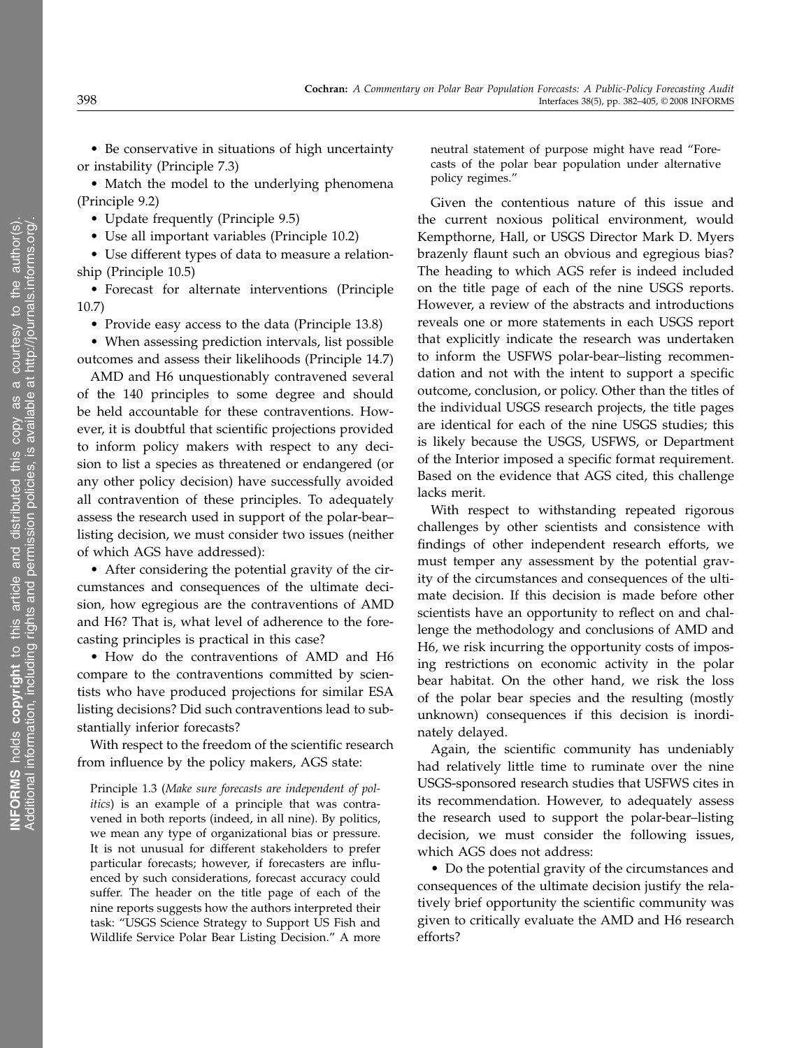- Be conservative in situations of high uncertainty or instability (Principle 7.3)
- Match the model to the underlying phenomena (Principle 9.2)
- Update frequently (Principle 9.5)
- Use all important variables (Principle 10.2)
- Use different types of data to measure a relationship (Principle 10.5)
- Forecast for alternate interventions (Principle 10.7)
- Provide easy access to the data (Principle 13.8)
- When assessing prediction intervals, list possible outcomes and assess their likelihoods (Principle 14.7)

AMD and H6 unquestionably contravened several of the 140 principles to some degree and should be held accountable for these contraventions. However, it is doubtful that scientific projections provided to inform policy makers with respect to any decision to list a species as threatened or endangered (or any other policy decision) have successfully avoided all contravention of these principles. To adequately assess the research used in support of the polar-bear–listing decision, we must consider two issues (neither of which AGS have addressed):

- After considering the potential gravity of the circumstances and consequences of the ultimate decision, how egregious are the contraventions of AMD and H6? That is, what level of adherence to the forecasting principles is practical in this case?
- How do the contraventions of AMD and H6 compare to the contraventions committed by scientists who have produced projections for similar ESA listing decisions? Did such contraventions lead to substantially inferior forecasts?

With respect to the freedom of the scientific research from influence by the policy makers, AGS state:

> Principle 1.3 (*Make sure forecasts are independent of politics*) is an example of a principle that was contravened in both reports (indeed, in all nine). By politics, we mean any type of organizational bias or pressure. It is not unusual for different stakeholders to prefer particular forecasts; however, if forecasters are influenced by such considerations, forecast accuracy could suffer. The header on the title page of each of the nine reports suggests how the authors interpreted their task: "USGS Science Strategy to Support US Fish and Wildlife Service Polar Bear Listing Decision." A more neutral statement of purpose might have read "Forecasts of the polar bear population under alternative policy regimes."

Given the contentious nature of this issue and the current noxious political environment, would Kempthorne, Hall, or USGS Director Mark D. Myers brazenly flaunt such an obvious and egregious bias? The heading to which AGS refer is indeed included on the title page of each of the nine USGS reports. However, a review of the abstracts and introductions reveals one or more statements in each USGS report that explicitly indicate the research was undertaken to inform the USFWS polar-bear–listing recommendation and not with the intent to support a specific outcome, conclusion, or policy. Other than the titles of the individual USGS research projects, the title pages are identical for each of the nine USGS studies; this is likely because the USGS, USFWS, or Department of the Interior imposed a specific format requirement. Based on the evidence that AGS cited, this challenge lacks merit.

With respect to withstanding repeated rigorous challenges by other scientists and consistence with findings of other independent research efforts, we must temper any assessment by the potential gravity of the circumstances and consequences of the ultimate decision. If this decision is made before other scientists have an opportunity to reflect on and challenge the methodology and conclusions of AMD and H6, we risk incurring the opportunity costs of imposing restrictions on economic activity in the polar bear habitat. On the other hand, we risk the loss of the polar bear species and the resulting (mostly unknown) consequences if this decision is inordinately delayed.

Again, the scientific community has undeniably had relatively little time to ruminate over the nine USGS-sponsored research studies that USFWS cites in its recommendation. However, to adequately assess the research used to support the polar-bear–listing decision, we must consider the following issues, which AGS does not address:

- Do the potential gravity of the circumstances and consequences of the ultimate decision justify the relatively brief opportunity the scientific community was given to critically evaluate the AMD and H6 research efforts?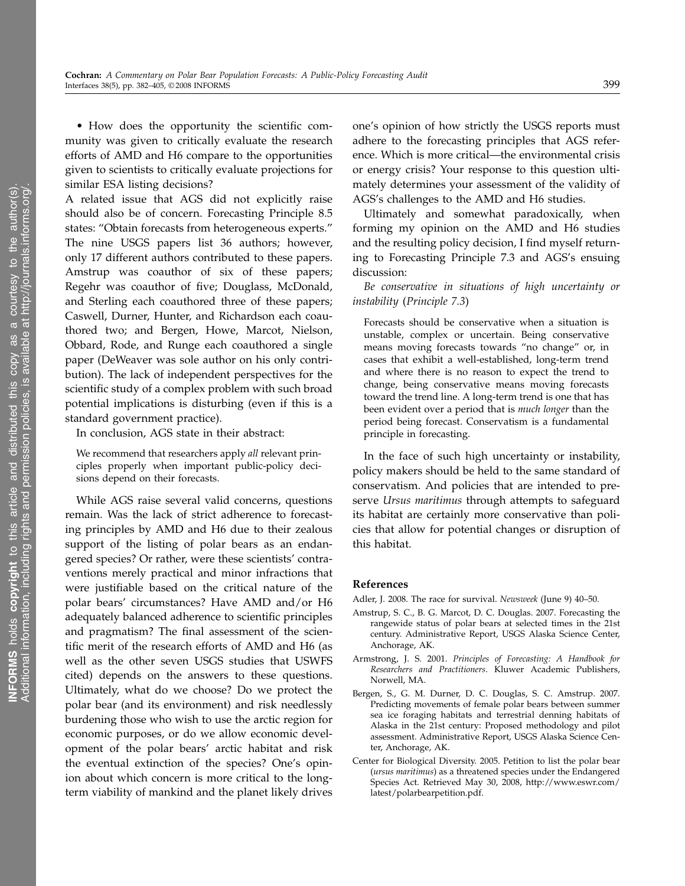• How does the opportunity the scientific community was given to critically evaluate the research efforts of AMD and H6 compare to the opportunities given to scientists to critically evaluate projections for similar ESA listing decisions?

A related issue that AGS did not explicitly raise should also be of concern. Forecasting Principle 8.5 states: "Obtain forecasts from heterogeneous experts." The nine USGS papers list 36 authors; however, only 17 different authors contributed to these papers. Amstrup was coauthor of six of these papers; Regehr was coauthor of five; Douglass, McDonald, and Sterling each coauthored three of these papers; Caswell, Durner, Hunter, and Richardson each coauthored two; and Bergen, Howe, Marcot, Nielson, Obbard, Rode, and Runge each coauthored a single paper (DeWeaver was sole author on his only contribution). The lack of independent perspectives for the scientific study of a complex problem with such broad potential implications is disturbing (even if this is a standard government practice).

In conclusion, AGS state in their abstract:

> We recommend that researchers apply *all* relevant principles properly when important public-policy decisions depend on their forecasts.

While AGS raise several valid concerns, questions remain. Was the lack of strict adherence to forecasting principles by AMD and H6 due to their zealous support of the listing of polar bears as an endangered species? Or rather, were these scientists' contraventions merely practical and minor infractions that were justifiable based on the critical nature of the polar bears' circumstances? Have AMD and/or H6 adequately balanced adherence to scientific principles and pragmatism? The final assessment of the scientific merit of the research efforts of AMD and H6 (as well as the other seven USGS studies that USWFS cited) depends on the answers to these questions. Ultimately, what do we choose? Do we protect the polar bear (and its environment) and risk needlessly burdening those who wish to use the arctic region for economic purposes, or do we allow economic development of the polar bears' arctic habitat and risk the eventual extinction of the species? One's opinion about which concern is more critical to the long-term viability of mankind and the planet likely drives one's opinion of how strictly the USGS reports must adhere to the forecasting principles that AGS reference. Which is more critical—the environmental crisis or energy crisis? Your response to this question ultimately determines your assessment of the validity of AGS's challenges to the AMD and H6 studies.

Ultimately and somewhat paradoxically, when forming my opinion on the AMD and H6 studies and the resulting policy decision, I find myself returning to Forecasting Principle 7.3 and AGS's ensuing discussion:

*Be conservative in situations of high uncertainty or instability* (*Principle 7.3*)

> Forecasts should be conservative when a situation is unstable, complex or uncertain. Being conservative means moving forecasts towards "no change" or, in cases that exhibit a well-established, long-term trend and where there is no reason to expect the trend to change, being conservative means moving forecasts toward the trend line. A long-term trend is one that has been evident over a period that is *much longer* than the period being forecast. Conservatism is a fundamental principle in forecasting.

In the face of such high uncertainty or instability, policy makers should be held to the same standard of conservatism. And policies that are intended to preserve *Ursus maritimus* through attempts to safeguard its habitat are certainly more conservative than policies that allow for potential changes or disruption of this habitat.

## References

Adler, J. 2008. The race for survival. *Newsweek* (June 9) 40–50.

Amstrup, S. C., B. G. Marcot, D. C. Douglas. 2007. Forecasting the rangewide status of polar bears at selected times in the 21st century. Administrative Report, USGS Alaska Science Center, Anchorage, AK.

Armstrong, J. S. 2001. *Principles of Forecasting: A Handbook for Researchers and Practitioners*. Kluwer Academic Publishers, Norwell, MA.

Bergen, S., G. M. Durner, D. C. Douglas, S. C. Amstrup. 2007. Predicting movements of female polar bears between summer sea ice foraging habitats and terrestrial denning habitats of Alaska in the 21st century: Proposed methodology and pilot assessment. Administrative Report, USGS Alaska Science Center, Anchorage, AK.

Center for Biological Diversity. 2005. Petition to list the polar bear (*ursus maritimus*) as a threatened species under the Endangered Species Act. Retrieved May 30, 2008, http://www.eswr.com/latest/polarbearpetition.pdf.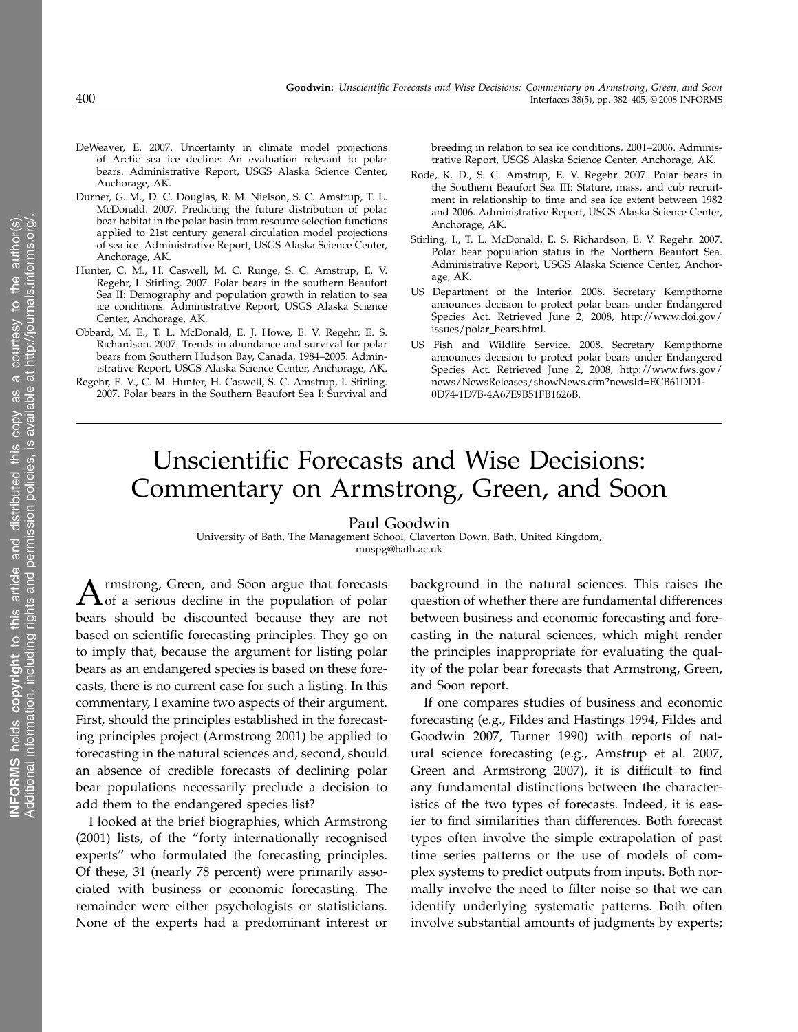DeWeaver, E. 2007. Uncertainty in climate model projections of Arctic sea ice decline: An evaluation relevant to polar bears. Administrative Report, USGS Alaska Science Center, Anchorage, AK.

Durner, G. M., D. C. Douglas, R. M. Nielson, S. C. Amstrup, T. L. McDonald. 2007. Predicting the future distribution of polar bear habitat in the polar basin from resource selection functions applied to 21st century general circulation model projections of sea ice. Administrative Report, USGS Alaska Science Center, Anchorage, AK.

Hunter, C. M., H. Caswell, M. C. Runge, S. C. Amstrup, E. V. Regehr, I. Stirling. 2007. Polar bears in the southern Beaufort Sea II: Demography and population growth in relation to sea ice conditions. Administrative Report, USGS Alaska Science Center, Anchorage, AK.

Obbard, M. E., T. L. McDonald, E. J. Howe, E. V. Regehr, E. S. Richardson. 2007. Trends in abundance and survival for polar bears from Southern Hudson Bay, Canada, 1984–2005. Administrative Report, USGS Alaska Science Center, Anchorage, AK.

Regehr, E. V., C. M. Hunter, H. Caswell, S. C. Amstrup, I. Stirling. 2007. Polar bears in the Southern Beaufort Sea I: Survival and breeding in relation to sea ice conditions, 2001–2006. Administrative Report, USGS Alaska Science Center, Anchorage, AK.

Rode, K. D., S. C. Amstrup, E. V. Regehr. 2007. Polar bears in the Southern Beaufort Sea III: Stature, mass, and cub recruitment in relationship to time and sea ice extent between 1982 and 2006. Administrative Report, USGS Alaska Science Center, Anchorage, AK.

Stirling, I., T. L. McDonald, E. S. Richardson, E. V. Regehr. 2007. Polar bear population status in the Northern Beaufort Sea. Administrative Report, USGS Alaska Science Center, Anchorage, AK.

US Department of the Interior. 2008. Secretary Kempthorne announces decision to protect polar bears under Endangered Species Act. Retrieved June 2, 2008, http://www.doi.gov/issues/polar_bears.html.

US Fish and Wildlife Service. 2008. Secretary Kempthorne announces decision to protect polar bears under Endangered Species Act. Retrieved June 2, 2008, http://www.fws.gov/news/NewsReleases/showNews.cfm?newsId=ECB61DD1-0D74-1D7B-4A67E9B51FB1626B.

# Unscientific Forecasts and Wise Decisions: Commentary on Armstrong, Green, and Soon

Paul Goodwin
University of Bath, The Management School, Claverton Down, Bath, United Kingdom, mnspg@bath.ac.uk

Armstrong, Green, and Soon argue that forecasts of a serious decline in the population of polar bears should be discounted because they are not based on scientific forecasting principles. They go on to imply that, because the argument for listing polar bears as an endangered species is based on these forecasts, there is no current case for such a listing. In this commentary, I examine two aspects of their argument. First, should the principles established in the forecasting principles project (Armstrong 2001) be applied to forecasting in the natural sciences and, second, should an absence of credible forecasts of declining polar bear populations necessarily preclude a decision to add them to the endangered species list?

I looked at the brief biographies, which Armstrong (2001) lists, of the "forty internationally recognised experts" who formulated the forecasting principles. Of these, 31 (nearly 78 percent) were primarily associated with business or economic forecasting. The remainder were either psychologists or statisticians. None of the experts had a predominant interest or background in the natural sciences. This raises the question of whether there are fundamental differences between business and economic forecasting and forecasting in the natural sciences, which might render the principles inappropriate for evaluating the quality of the polar bear forecasts that Armstrong, Green, and Soon report.

If one compares studies of business and economic forecasting (e.g., Fildes and Hastings 1994, Fildes and Goodwin 2007, Turner 1990) with reports of natural science forecasting (e.g., Amstrup et al. 2007, Green and Armstrong 2007), it is difficult to find any fundamental distinctions between the characteristics of the two types of forecasts. Indeed, it is easier to find similarities than differences. Both forecast types often involve the simple extrapolation of past time series patterns or the use of models of complex systems to predict outputs from inputs. Both normally involve the need to filter noise so that we can identify underlying systematic patterns. Both often involve substantial amounts of judgments by experts;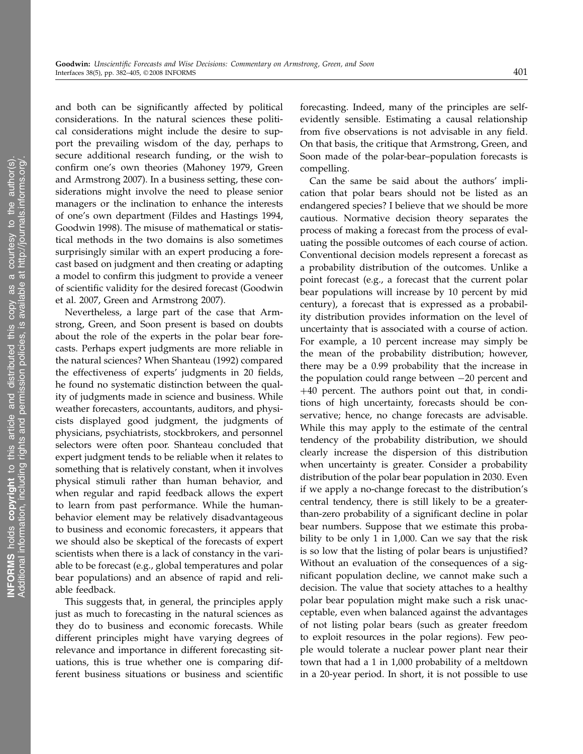and both can be significantly affected by political considerations. In the natural sciences these political considerations might include the desire to support the prevailing wisdom of the day, perhaps to secure additional research funding, or the wish to confirm one's own theories (Mahoney 1979, Green and Armstrong 2007). In a business setting, these considerations might involve the need to please senior managers or the inclination to enhance the interests of one's own department (Fildes and Hastings 1994, Goodwin 1998). The misuse of mathematical or statistical methods in the two domains is also sometimes surprisingly similar with an expert producing a forecast based on judgment and then creating or adapting a model to confirm this judgment to provide a veneer of scientific validity for the desired forecast (Goodwin et al. 2007, Green and Armstrong 2007).

Nevertheless, a large part of the case that Armstrong, Green, and Soon present is based on doubts about the role of the experts in the polar bear forecasts. Perhaps expert judgments are more reliable in the natural sciences? When Shanteau (1992) compared the effectiveness of experts' judgments in 20 fields, he found no systematic distinction between the quality of judgments made in science and business. While weather forecasters, accountants, auditors, and physicists displayed good judgment, the judgments of physicians, psychiatrists, stockbrokers, and personnel selectors were often poor. Shanteau concluded that expert judgment tends to be reliable when it relates to something that is relatively constant, when it involves physical stimuli rather than human behavior, and when regular and rapid feedback allows the expert to learn from past performance. While the human-behavior element may be relatively disadvantageous to business and economic forecasters, it appears that we should also be skeptical of the forecasts of expert scientists when there is a lack of constancy in the variable to be forecast (e.g., global temperatures and polar bear populations) and an absence of rapid and reliable feedback.

This suggests that, in general, the principles apply just as much to forecasting in the natural sciences as they do to business and economic forecasts. While different principles might have varying degrees of relevance and importance in different forecasting situations, this is true whether one is comparing different business situations or business and scientific forecasting. Indeed, many of the principles are self-evidently sensible. Estimating a causal relationship from five observations is not advisable in any field. On that basis, the critique that Armstrong, Green, and Soon made of the polar-bear–population forecasts is compelling.

Can the same be said about the authors' implication that polar bears should not be listed as an endangered species? I believe that we should be more cautious. Normative decision theory separates the process of making a forecast from the process of evaluating the possible outcomes of each course of action. Conventional decision models represent a forecast as a probability distribution of the outcomes. Unlike a point forecast (e.g., a forecast that the current polar bear populations will increase by 10 percent by mid century), a forecast that is expressed as a probability distribution provides information on the level of uncertainty that is associated with a course of action. For example, a 10 percent increase may simply be the mean of the probability distribution; however, there may be a 0.99 probability that the increase in the population could range between −20 percent and +40 percent. The authors point out that, in conditions of high uncertainty, forecasts should be conservative; hence, no change forecasts are advisable. While this may apply to the estimate of the central tendency of the probability distribution, we should clearly increase the dispersion of this distribution when uncertainty is greater. Consider a probability distribution of the polar bear population in 2030. Even if we apply a no-change forecast to the distribution's central tendency, there is still likely to be a greater-than-zero probability of a significant decline in polar bear numbers. Suppose that we estimate this probability to be only 1 in 1,000. Can we say that the risk is so low that the listing of polar bears is unjustified? Without an evaluation of the consequences of a significant population decline, we cannot make such a decision. The value that society attaches to a healthy polar bear population might make such a risk unacceptable, even when balanced against the advantages of not listing polar bears (such as greater freedom to exploit resources in the polar regions). Few people would tolerate a nuclear power plant near their town that had a 1 in 1,000 probability of a meltdown in a 20-year period. In short, it is not possible to use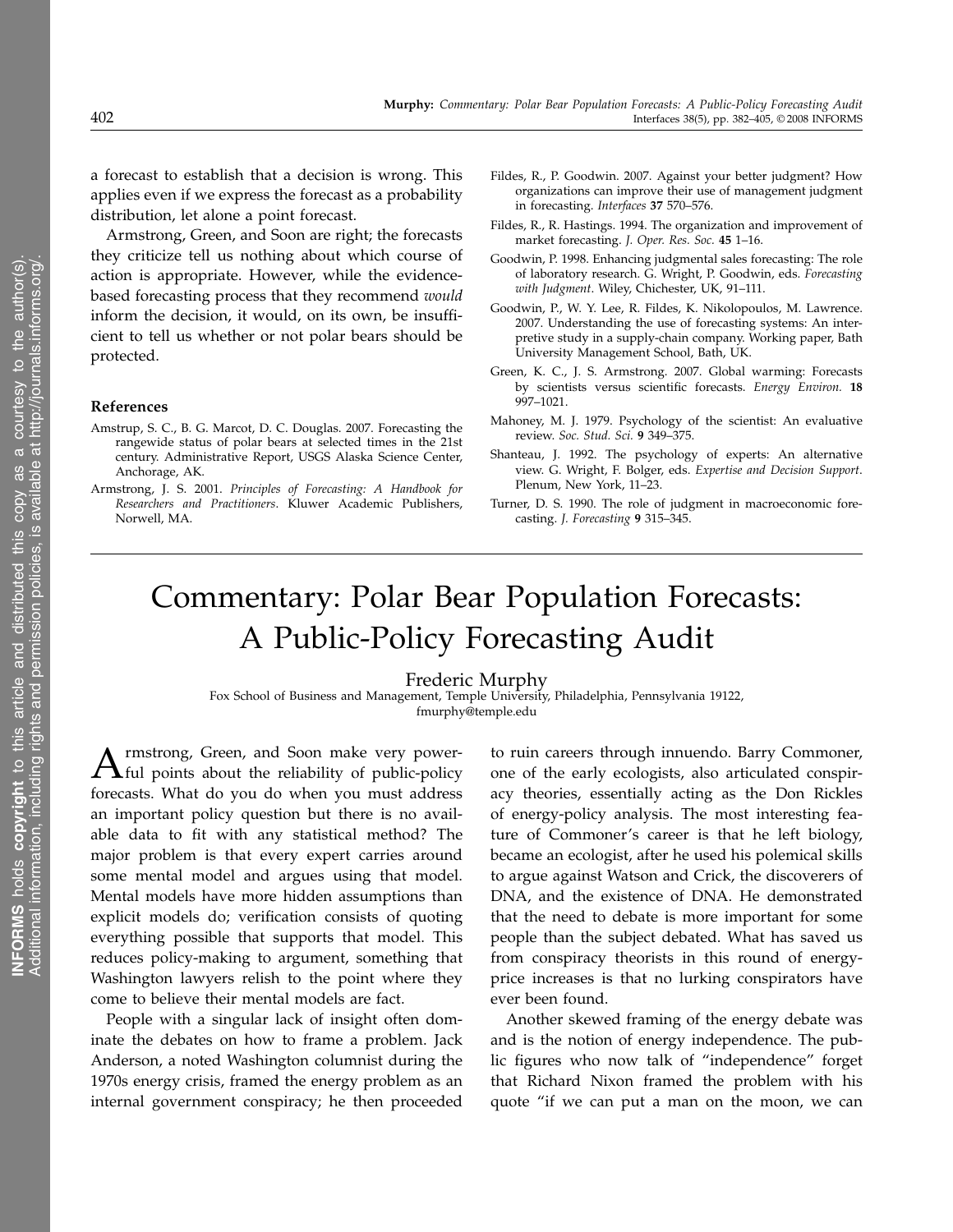a forecast to establish that a decision is wrong. This applies even if we express the forecast as a probability distribution, let alone a point forecast.

Armstrong, Green, and Soon are right; the forecasts they criticize tell us nothing about which course of action is appropriate. However, while the evidence-based forecasting process that they recommend *would* inform the decision, it would, on its own, be insufficient to tell us whether or not polar bears should be protected.

### References

Amstrup, S. C., B. G. Marcot, D. C. Douglas. 2007. Forecasting the rangewide status of polar bears at selected times in the 21st century. Administrative Report, USGS Alaska Science Center, Anchorage, AK.

Armstrong, J. S. 2001. *Principles of Forecasting: A Handbook for Researchers and Practitioners*. Kluwer Academic Publishers, Norwell, MA.

Fildes, R., P. Goodwin. 2007. Against your better judgment? How organizations can improve their use of management judgment in forecasting. *Interfaces* **37** 570–576.

Fildes, R., R. Hastings. 1994. The organization and improvement of market forecasting. *J. Oper. Res. Soc.* **45** 1–16.

Goodwin, P. 1998. Enhancing judgmental sales forecasting: The role of laboratory research. G. Wright, P. Goodwin, eds. *Forecasting with Judgment*. Wiley, Chichester, UK, 91–111.

Goodwin, P., W. Y. Lee, R. Fildes, K. Nikolopoulos, M. Lawrence. 2007. Understanding the use of forecasting systems: An interpretive study in a supply-chain company. Working paper, Bath University Management School, Bath, UK.

Green, K. C., J. S. Armstrong. 2007. Global warming: Forecasts by scientists versus scientific forecasts. *Energy Environ.* **18** 997–1021.

Mahoney, M. J. 1979. Psychology of the scientist: An evaluative review. *Soc. Stud. Sci.* **9** 349–375.

Shanteau, J. 1992. The psychology of experts: An alternative view. G. Wright, F. Bolger, eds. *Expertise and Decision Support*. Plenum, New York, 11–23.

Turner, D. S. 1990. The role of judgment in macroeconomic forecasting. *J. Forecasting* **9** 315–345.

# Commentary: Polar Bear Population Forecasts: A Public-Policy Forecasting Audit

Frederic Murphy

Fox School of Business and Management, Temple University, Philadelphia, Pennsylvania 19122, fmurphy@temple.edu

Armstrong, Green, and Soon make very powerful points about the reliability of public-policy forecasts. What do you do when you must address an important policy question but there is no available data to fit with any statistical method? The major problem is that every expert carries around some mental model and argues using that model. Mental models have more hidden assumptions than explicit models do; verification consists of quoting everything possible that supports that model. This reduces policy-making to argument, something that Washington lawyers relish to the point where they come to believe their mental models are fact.

People with a singular lack of insight often dominate the debates on how to frame a problem. Jack Anderson, a noted Washington columnist during the 1970s energy crisis, framed the energy problem as an internal government conspiracy; he then proceeded to ruin careers through innuendo. Barry Commoner, one of the early ecologists, also articulated conspiracy theories, essentially acting as the Don Rickles of energy-policy analysis. The most interesting feature of Commoner's career is that he left biology, became an ecologist, after he used his polemical skills to argue against Watson and Crick, the discoverers of DNA, and the existence of DNA. He demonstrated that the need to debate is more important for some people than the subject debated. What has saved us from conspiracy theorists in this round of energy-price increases is that no lurking conspirators have ever been found.

Another skewed framing of the energy debate was and is the notion of energy independence. The public figures who now talk of "independence" forget that Richard Nixon framed the problem with his quote "if we can put a man on the moon, we can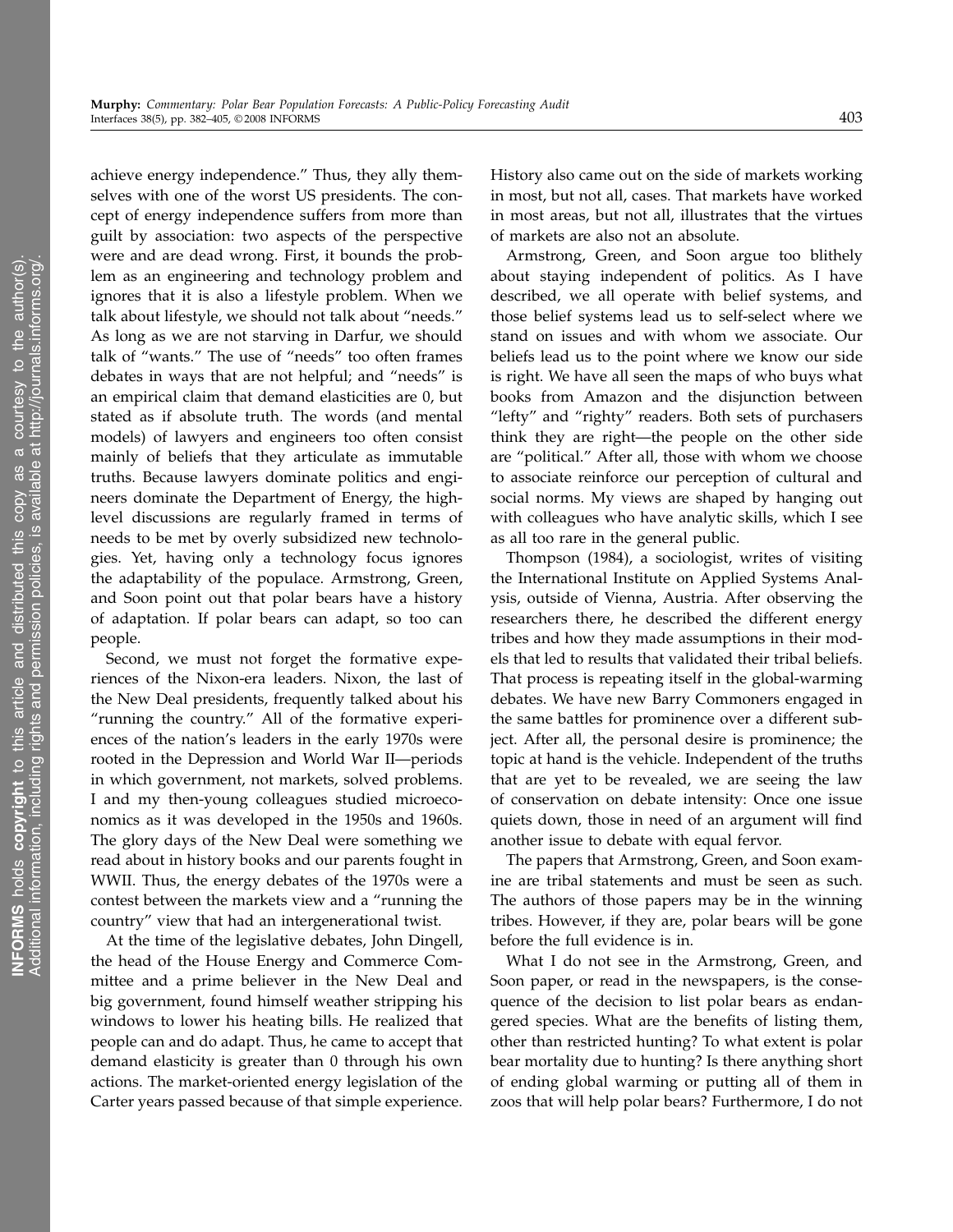achieve energy independence." Thus, they ally themselves with one of the worst US presidents. The concept of energy independence suffers from more than guilt by association: two aspects of the perspective were and are dead wrong. First, it bounds the problem as an engineering and technology problem and ignores that it is also a lifestyle problem. When we talk about lifestyle, we should not talk about "needs." As long as we are not starving in Darfur, we should talk of "wants." The use of "needs" too often frames debates in ways that are not helpful; and "needs" is an empirical claim that demand elasticities are 0, but stated as if absolute truth. The words (and mental models) of lawyers and engineers too often consist mainly of beliefs that they articulate as immutable truths. Because lawyers dominate politics and engineers dominate the Department of Energy, the high-level discussions are regularly framed in terms of needs to be met by overly subsidized new technologies. Yet, having only a technology focus ignores the adaptability of the populace. Armstrong, Green, and Soon point out that polar bears have a history of adaptation. If polar bears can adapt, so too can people.

Second, we must not forget the formative experiences of the Nixon-era leaders. Nixon, the last of the New Deal presidents, frequently talked about his "running the country." All of the formative experiences of the nation's leaders in the early 1970s were rooted in the Depression and World War II—periods in which government, not markets, solved problems. I and my then-young colleagues studied microeconomics as it was developed in the 1950s and 1960s. The glory days of the New Deal were something we read about in history books and our parents fought in WWII. Thus, the energy debates of the 1970s were a contest between the markets view and a "running the country" view that had an intergenerational twist.

At the time of the legislative debates, John Dingell, the head of the House Energy and Commerce Committee and a prime believer in the New Deal and big government, found himself weather stripping his windows to lower his heating bills. He realized that people can and do adapt. Thus, he came to accept that demand elasticity is greater than 0 through his own actions. The market-oriented energy legislation of the Carter years passed because of that simple experience. History also came out on the side of markets working in most, but not all, cases. That markets have worked in most areas, but not all, illustrates that the virtues of markets are also not an absolute.

Armstrong, Green, and Soon argue too blithely about staying independent of politics. As I have described, we all operate with belief systems, and those belief systems lead us to self-select where we stand on issues and with whom we associate. Our beliefs lead us to the point where we know our side is right. We have all seen the maps of who buys what books from Amazon and the disjunction between "lefty" and "righty" readers. Both sets of purchasers think they are right—the people on the other side are "political." After all, those with whom we choose to associate reinforce our perception of cultural and social norms. My views are shaped by hanging out with colleagues who have analytic skills, which I see as all too rare in the general public.

Thompson (1984), a sociologist, writes of visiting the International Institute on Applied Systems Analysis, outside of Vienna, Austria. After observing the researchers there, he described the different energy tribes and how they made assumptions in their models that led to results that validated their tribal beliefs. That process is repeating itself in the global-warming debates. We have new Barry Commoners engaged in the same battles for prominence over a different subject. After all, the personal desire is prominence; the topic at hand is the vehicle. Independent of the truths that are yet to be revealed, we are seeing the law of conservation on debate intensity: Once one issue quiets down, those in need of an argument will find another issue to debate with equal fervor.

The papers that Armstrong, Green, and Soon examine are tribal statements and must be seen as such. The authors of those papers may be in the winning tribes. However, if they are, polar bears will be gone before the full evidence is in.

What I do not see in the Armstrong, Green, and Soon paper, or read in the newspapers, is the consequence of the decision to list polar bears as endangered species. What are the benefits of listing them, other than restricted hunting? To what extent is polar bear mortality due to hunting? Is there anything short of ending global warming or putting all of them in zoos that will help polar bears? Furthermore, I do not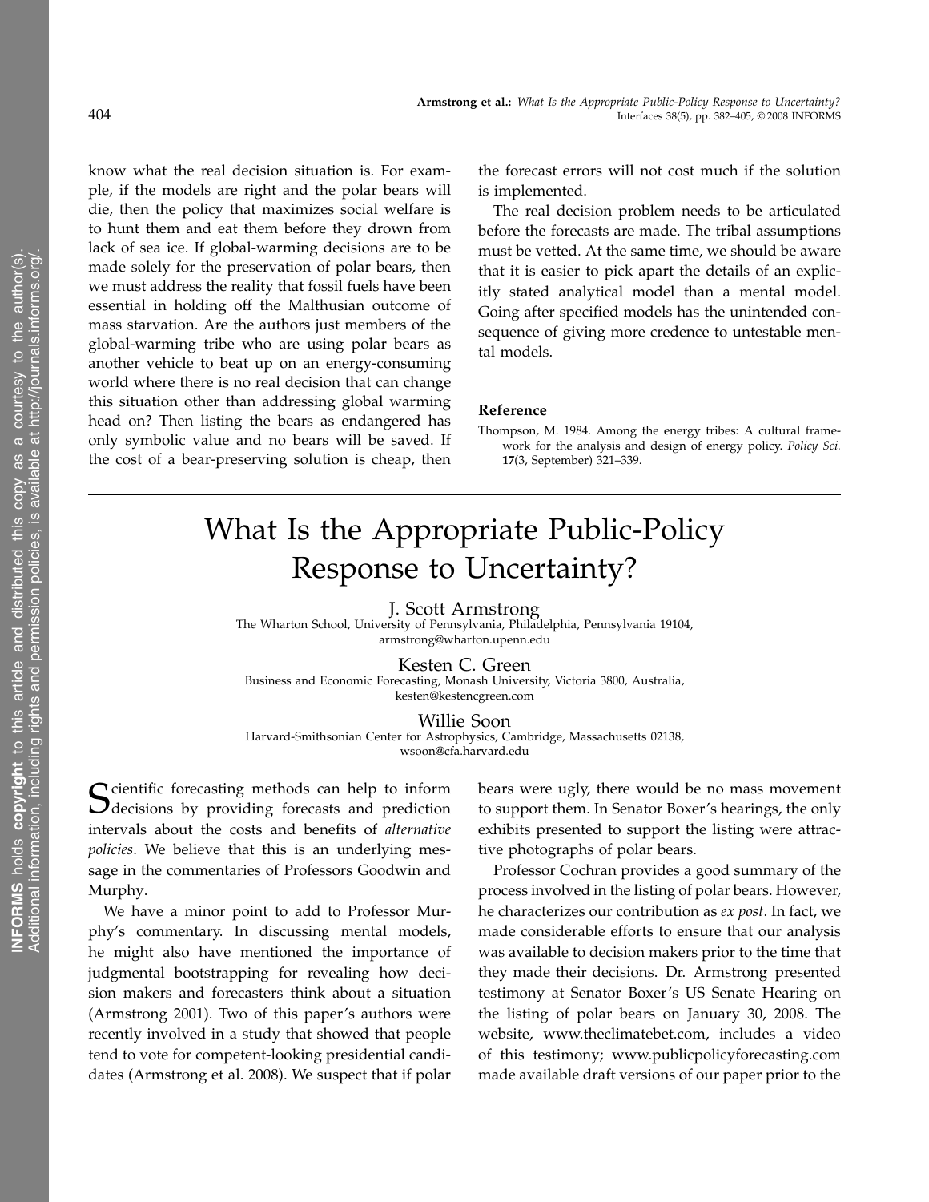know what the real decision situation is. For example, if the models are right and the polar bears will die, then the policy that maximizes social welfare is to hunt them and eat them before they drown from lack of sea ice. If global-warming decisions are to be made solely for the preservation of polar bears, then we must address the reality that fossil fuels have been essential in holding off the Malthusian outcome of mass starvation. Are the authors just members of the global-warming tribe who are using polar bears as another vehicle to beat up on an energy-consuming world where there is no real decision that can change this situation other than addressing global warming head on? Then listing the bears as endangered has only symbolic value and no bears will be saved. If the cost of a bear-preserving solution is cheap, then the forecast errors will not cost much if the solution is implemented.

The real decision problem needs to be articulated before the forecasts are made. The tribal assumptions must be vetted. At the same time, we should be aware that it is easier to pick apart the details of an explicitly stated analytical model than a mental model. Going after specified models has the unintended consequence of giving more credence to untestable mental models.

#### Reference

Thompson, M. 1984. Among the energy tribes: A cultural framework for the analysis and design of energy policy. *Policy Sci.* **17**(3, September) 321–339.

# What Is the Appropriate Public-Policy Response to Uncertainty?

J. Scott Armstrong
The Wharton School, University of Pennsylvania, Philadelphia, Pennsylvania 19104, armstrong@wharton.upenn.edu

Kesten C. Green
Business and Economic Forecasting, Monash University, Victoria 3800, Australia, kesten@kestencgreen.com

Willie Soon
Harvard-Smithsonian Center for Astrophysics, Cambridge, Massachusetts 02138, wsoon@cfa.harvard.edu

Scientific forecasting methods can help to inform decisions by providing forecasts and prediction intervals about the costs and benefits of *alternative policies*. We believe that this is an underlying message in the commentaries of Professors Goodwin and Murphy.

We have a minor point to add to Professor Murphy's commentary. In discussing mental models, he might also have mentioned the importance of judgmental bootstrapping for revealing how decision makers and forecasters think about a situation (Armstrong 2001). Two of this paper's authors were recently involved in a study that showed that people tend to vote for competent-looking presidential candidates (Armstrong et al. 2008). We suspect that if polar bears were ugly, there would be no mass movement to support them. In Senator Boxer's hearings, the only exhibits presented to support the listing were attractive photographs of polar bears.

Professor Cochran provides a good summary of the process involved in the listing of polar bears. However, he characterizes our contribution as *ex post*. In fact, we made considerable efforts to ensure that our analysis was available to decision makers prior to the time that they made their decisions. Dr. Armstrong presented testimony at Senator Boxer's US Senate Hearing on the listing of polar bears on January 30, 2008. The website, www.theclimatebet.com, includes a video of this testimony; www.publicpolicyforecasting.com made available draft versions of our paper prior to the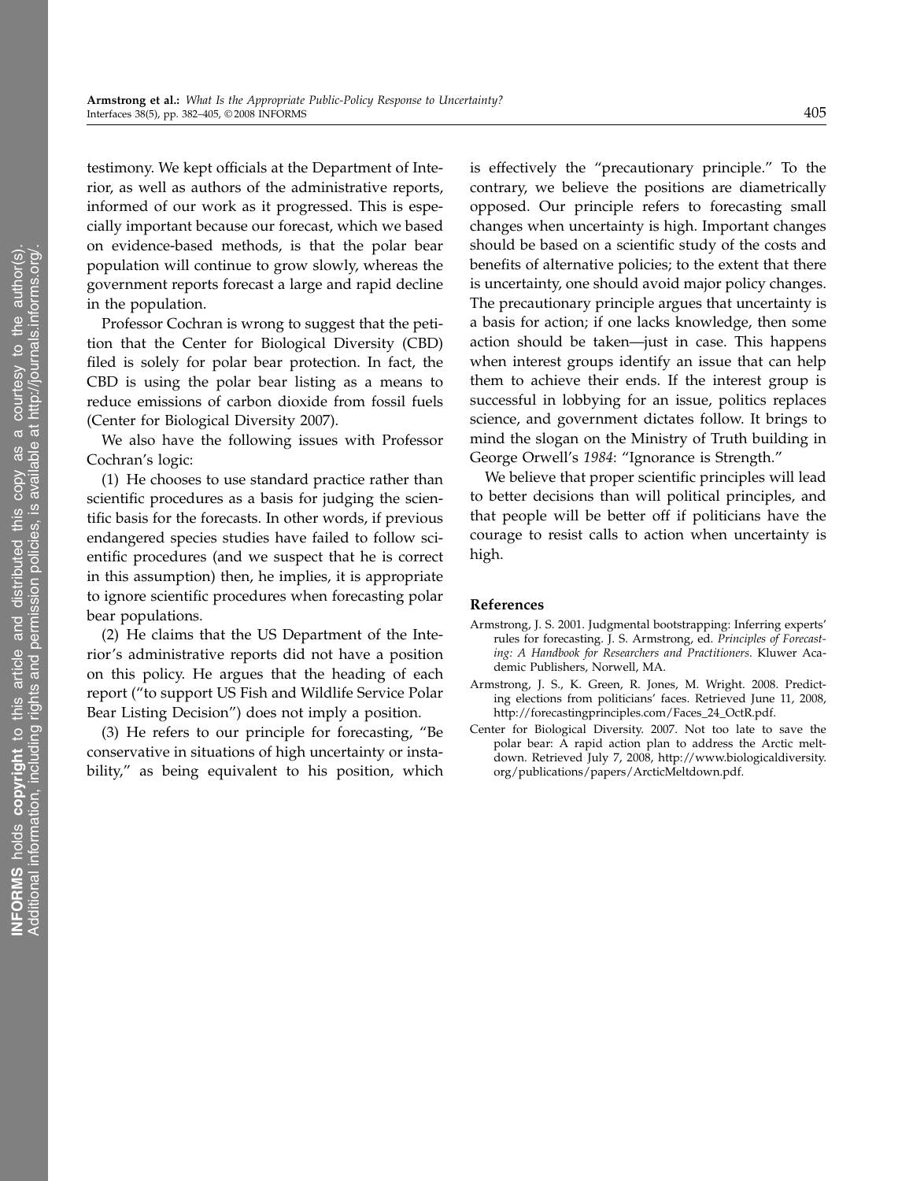testimony. We kept officials at the Department of Interior, as well as authors of the administrative reports, informed of our work as it progressed. This is especially important because our forecast, which we based on evidence-based methods, is that the polar bear population will continue to grow slowly, whereas the government reports forecast a large and rapid decline in the population.

Professor Cochran is wrong to suggest that the petition that the Center for Biological Diversity (CBD) filed is solely for polar bear protection. In fact, the CBD is using the polar bear listing as a means to reduce emissions of carbon dioxide from fossil fuels (Center for Biological Diversity 2007).

We also have the following issues with Professor Cochran's logic:

(1) He chooses to use standard practice rather than scientific procedures as a basis for judging the scientific basis for the forecasts. In other words, if previous endangered species studies have failed to follow scientific procedures (and we suspect that he is correct in this assumption) then, he implies, it is appropriate to ignore scientific procedures when forecasting polar bear populations.

(2) He claims that the US Department of the Interior's administrative reports did not have a position on this policy. He argues that the heading of each report ("to support US Fish and Wildlife Service Polar Bear Listing Decision") does not imply a position.

(3) He refers to our principle for forecasting, "Be conservative in situations of high uncertainty or instability," as being equivalent to his position, which is effectively the "precautionary principle." To the contrary, we believe the positions are diametrically opposed. Our principle refers to forecasting small changes when uncertainty is high. Important changes should be based on a scientific study of the costs and benefits of alternative policies; to the extent that there is uncertainty, one should avoid major policy changes. The precautionary principle argues that uncertainty is a basis for action; if one lacks knowledge, then some action should be taken—just in case. This happens when interest groups identify an issue that can help them to achieve their ends. If the interest group is successful in lobbying for an issue, politics replaces science, and government dictates follow. It brings to mind the slogan on the Ministry of Truth building in George Orwell's *1984*: "Ignorance is Strength."

We believe that proper scientific principles will lead to better decisions than will political principles, and that people will be better off if politicians have the courage to resist calls to action when uncertainty is high.

## References

Armstrong, J. S. 2001. Judgmental bootstrapping: Inferring experts' rules for forecasting. J. S. Armstrong, ed. *Principles of Forecasting: A Handbook for Researchers and Practitioners*. Kluwer Academic Publishers, Norwell, MA.

Armstrong, J. S., K. Green, R. Jones, M. Wright. 2008. Predicting elections from politicians' faces. Retrieved June 11, 2008, http://forecastingprinciples.com/Faces_24_OctR.pdf.

Center for Biological Diversity. 2007. Not too late to save the polar bear: A rapid action plan to address the Arctic meltdown. Retrieved July 7, 2008, http://www.biologicaldiversity.org/publications/papers/ArcticMeltdown.pdf.